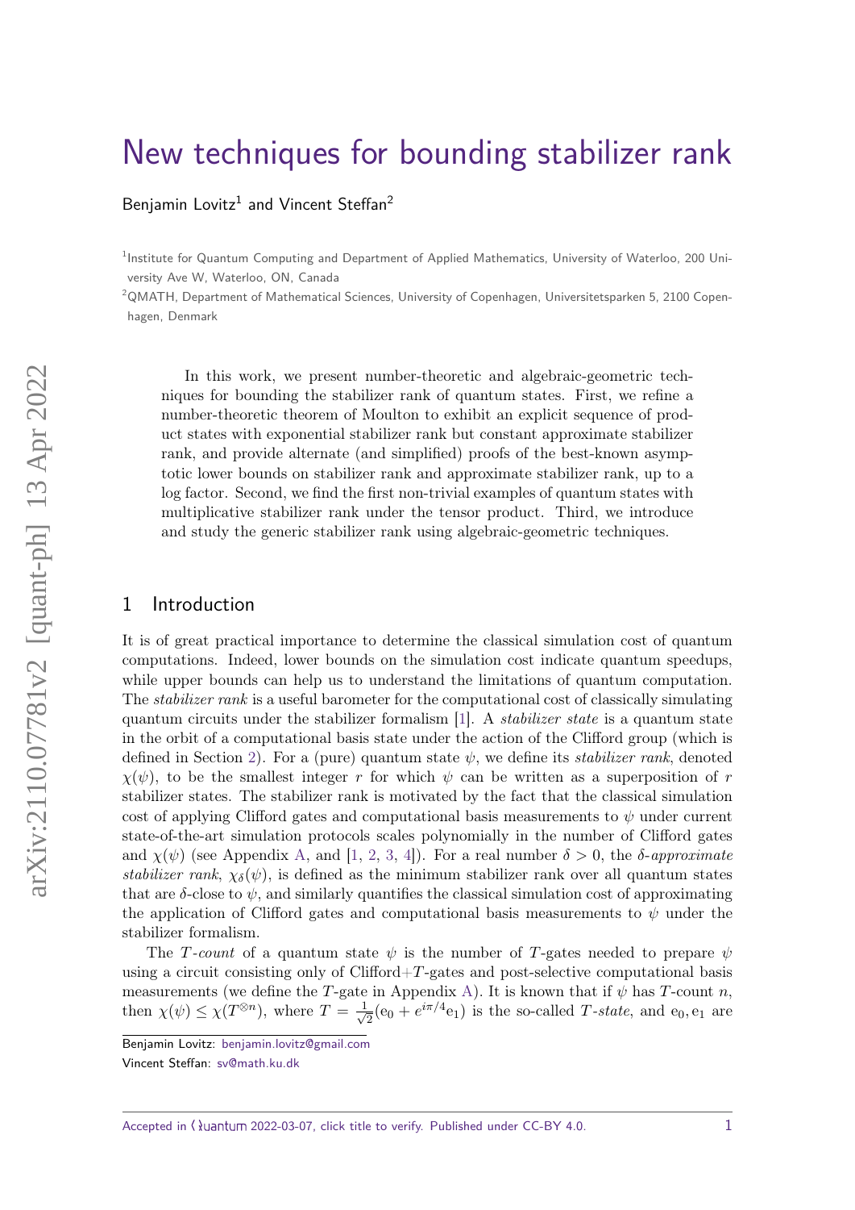# New techniques for bounding stabilizer rank

Benjamin Lovitz[1] and Vincent Steffan[2]

[1]Institute for Quantum Computing and Department of Applied Mathematics, University of Waterloo, 200 University Ave W, Waterloo, ON, Canada

[2]QMATH, Department of Mathematical Sciences, University of Copenhagen, Universitetsparken 5, 2100 Copenhagen, Denmark

In this work, we present number-theoretic and algebraic-geometric techniques for bounding the stabilizer rank of quantum states. First, we refine a number-theoretic theorem of Moulton to exhibit an explicit sequence of product states with exponential stabilizer rank but constant approximate stabilizer rank, and provide alternate (and simplified) proofs of the best-known asymptotic lower bounds on stabilizer rank and approximate stabilizer rank, up to a log factor. Second, we find the first non-trivial examples of quantum states with multiplicative stabilizer rank under the tensor product. Third, we introduce and study the generic stabilizer rank using algebraic-geometric techniques.

## 1 Introduction

It is of great practical importance to determine the classical simulation cost of quantum computations. Indeed, lower bounds on the simulation cost indicate quantum speedups, while upper bounds can help us to understand the limitations of quantum computation. The *stabilizer rank* is a useful barometer for the computational cost of classically simulating quantum circuits under the stabilizer formalism [1]. A *stabilizer state* is a quantum state in the orbit of a computational basis state under the action of the Clifford group (which is defined in Section 2). For a (pure) quantum state $\psi$, we define its *stabilizer rank*, denoted $\chi(\psi)$, to be the smallest integer $r$ for which $\psi$ can be written as a superposition of $r$ stabilizer states. The stabilizer rank is motivated by the fact that the classical simulation cost of applying Clifford gates and computational basis measurements to $\psi$ under current state-of-the-art simulation protocols scales polynomially in the number of Clifford gates and $\chi(\psi)$ (see Appendix A, and [1, 2, 3, 4]). For a real number $\delta > 0$, the $\delta$-*approximate stabilizer rank*, $\chi_\delta(\psi)$, is defined as the minimum stabilizer rank over all quantum states that are $\delta$-close to $\psi$, and similarly quantifies the classical simulation cost of approximating the application of Clifford gates and computational basis measurements to $\psi$ under the stabilizer formalism.

The $T$-*count* of a quantum state $\psi$ is the number of $T$-gates needed to prepare $\psi$ using a circuit consisting only of Clifford+$T$-gates and post-selective computational basis measurements (we define the $T$-gate in Appendix A). It is known that if $\psi$ has $T$-count $n$, then $\chi(\psi) \leq \chi(T^{\otimes n})$, where $T = \frac{1}{\sqrt{2}}(\mathrm{e}_0 + e^{i\pi/4}\mathrm{e}_1)$ is the so-called $T$-*state*, and $\mathrm{e}_0, \mathrm{e}_1$ are

Benjamin Lovitz: benjamin.lovitz@gmail.com
Vincent Steffan: sv@math.ku.dk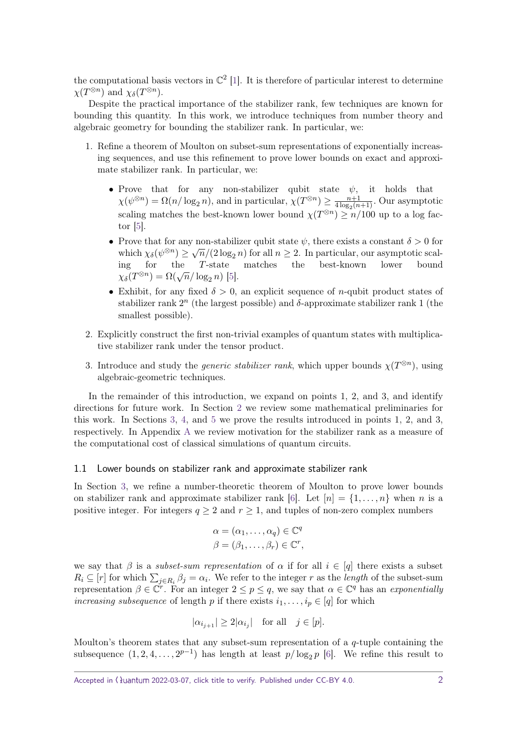the computational basis vectors in $\mathbb{C}^2$ [1]. It is therefore of particular interest to determine $\chi(T^{\otimes n})$ and $\chi_\delta(T^{\otimes n})$.

Despite the practical importance of the stabilizer rank, few techniques are known for bounding this quantity. In this work, we introduce techniques from number theory and algebraic geometry for bounding the stabilizer rank. In particular, we:

1. Refine a theorem of Moulton on subset-sum representations of exponentially increasing sequences, and use this refinement to prove lower bounds on exact and approximate stabilizer rank. In particular, we:
   - Prove that for any non-stabilizer qubit state $\psi$, it holds that $\chi(\psi^{\otimes n}) = \Omega(n/\log_2 n)$, and in particular, $\chi(T^{\otimes n}) \geq \frac{n+1}{4\log_2(n+1)}$. Our asymptotic scaling matches the best-known lower bound $\chi(T^{\otimes n}) \geq n/100$ up to a log factor [5].
   - Prove that for any non-stabilizer qubit state $\psi$, there exists a constant $\delta > 0$ for which $\chi_\delta(\psi^{\otimes n}) \geq \sqrt{n}/(2\log_2 n)$ for all $n \geq 2$. In particular, our asymptotic scaling for the $T$-state matches the best-known lower bound $\chi_\delta(T^{\otimes n}) = \Omega(\sqrt{n}/\log_2 n)$ [5].
   - Exhibit, for any fixed $\delta > 0$, an explicit sequence of $n$-qubit product states of stabilizer rank $2^n$ (the largest possible) and $\delta$-approximate stabilizer rank 1 (the smallest possible).
2. Explicitly construct the first non-trivial examples of quantum states with multiplicative stabilizer rank under the tensor product.
3. Introduce and study the *generic stabilizer rank*, which upper bounds $\chi(T^{\otimes n})$, using algebraic-geometric techniques.

In the remainder of this introduction, we expand on points 1, 2, and 3, and identify directions for future work. In Section 2 we review some mathematical preliminaries for this work. In Sections 3, 4, and 5 we prove the results introduced in points 1, 2, and 3, respectively. In Appendix A we review motivation for the stabilizer rank as a measure of the computational cost of classical simulations of quantum circuits.

### 1.1 Lower bounds on stabilizer rank and approximate stabilizer rank

In Section 3, we refine a number-theoretic theorem of Moulton to prove lower bounds on stabilizer rank and approximate stabilizer rank [6]. Let $[n] = \{1, \dots, n\}$ when $n$ is a positive integer. For integers $q \geq 2$ and $r \geq 1$, and tuples of non-zero complex numbers

$$\alpha = (\alpha_1, \dots, \alpha_q) \in \mathbb{C}^q$$
$$\beta = (\beta_1, \dots, \beta_r) \in \mathbb{C}^r,$$

we say that $\beta$ is a *subset-sum representation* of $\alpha$ if for all $i \in [q]$ there exists a subset $R_i \subseteq [r]$ for which $\sum_{j \in R_i} \beta_j = \alpha_i$. We refer to the integer $r$ as the *length* of the subset-sum representation $\beta \in \mathbb{C}^r$. For an integer $2 \leq p \leq q$, we say that $\alpha \in \mathbb{C}^q$ has an *exponentially increasing subsequence* of length $p$ if there exists $i_1, \dots, i_p \in [q]$ for which

$$|\alpha_{i_{j+1}}| \geq 2|\alpha_{i_j}| \quad \text{for all} \quad j \in [p].$$

Moulton's theorem states that any subset-sum representation of a $q$-tuple containing the subsequence $(1, 2, 4, \dots, 2^{p-1})$ has length at least $p/\log_2 p$ [6]. We refine this result to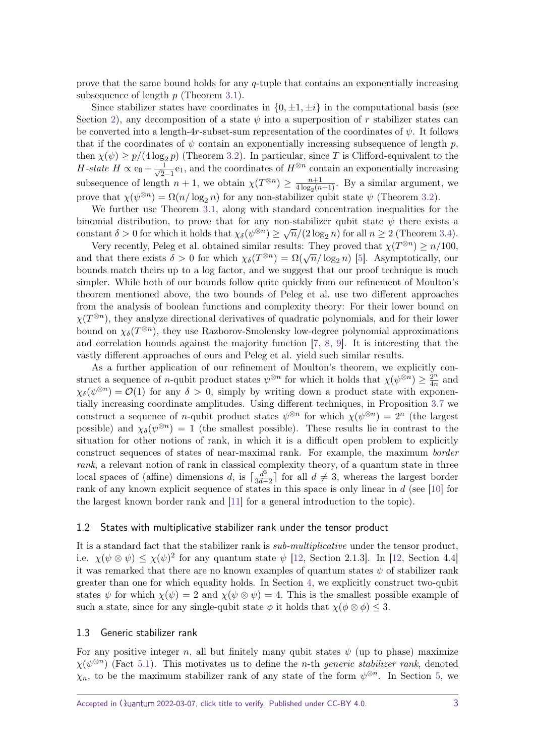prove that the same bound holds for any $q$-tuple that contains an exponentially increasing subsequence of length $p$ (Theorem 3.1).

Since stabilizer states have coordinates in $\{0, \pm 1, \pm i\}$ in the computational basis (see Section 2), any decomposition of a state $\psi$ into a superposition of $r$ stabilizer states can be converted into a length-$4r$-subset-sum representation of the coordinates of $\psi$. It follows that if the coordinates of $\psi$ contain an exponentially increasing subsequence of length $p$, then $\chi(\psi) \geq p/(4 \log_2 p)$ (Theorem 3.2). In particular, since $T$ is Clifford-equivalent to the $H$-*state* $H \propto \mathrm{e}_0 + \frac{1}{\sqrt{2}-1}\mathrm{e}_1$, and the coordinates of $H^{\otimes n}$ contain an exponentially increasing subsequence of length $n+1$, we obtain $\chi(T^{\otimes n}) \geq \frac{n+1}{4\log_2(n+1)}$. By a similar argument, we prove that $\chi(\psi^{\otimes n}) = \Omega(n/\log_2 n)$ for any non-stabilizer qubit state $\psi$ (Theorem 3.2).

We further use Theorem 3.1, along with standard concentration inequalities for the binomial distribution, to prove that for any non-stabilizer qubit state $\psi$ there exists a constant $\delta > 0$ for which it holds that $\chi_\delta(\psi^{\otimes n}) \geq \sqrt{n}/(2\log_2 n)$ for all $n \geq 2$ (Theorem 3.4).

Very recently, Peleg et al. obtained similar results: They proved that $\chi(T^{\otimes n}) \geq n/100$, and that there exists $\delta > 0$ for which $\chi_\delta(T^{\otimes n}) = \Omega(\sqrt{n}/\log_2 n)$ [5]. Asymptotically, our bounds match theirs up to a log factor, and we suggest that our proof technique is much simpler. While both of our bounds follow quite quickly from our refinement of Moulton's theorem mentioned above, the two bounds of Peleg et al. use two different approaches from the analysis of boolean functions and complexity theory: For their lower bound on $\chi(T^{\otimes n})$, they analyze directional derivatives of quadratic polynomials, and for their lower bound on $\chi_\delta(T^{\otimes n})$, they use Razborov-Smolensky low-degree polynomial approximations and correlation bounds against the majority function [7, 8, 9]. It is interesting that the vastly different approaches of ours and Peleg et al. yield such similar results.

As a further application of our refinement of Moulton's theorem, we explicitly construct a sequence of $n$-qubit product states $\psi^{\otimes n}$ for which it holds that $\chi(\psi^{\otimes n}) \geq \frac{2^n}{4n}$ and $\chi_\delta(\psi^{\otimes n}) = \mathcal{O}(1)$ for any $\delta > 0$, simply by writing down a product state with exponentially increasing coordinate amplitudes. Using different techniques, in Proposition 3.7 we construct a sequence of $n$-qubit product states $\psi^{\otimes n}$ for which $\chi(\psi^{\otimes n}) = 2^n$ (the largest possible) and $\chi_\delta(\psi^{\otimes n}) = 1$ (the smallest possible). These results lie in contrast to the situation for other notions of rank, in which it is a difficult open problem to explicitly construct sequences of states of near-maximal rank. For example, the maximum *border rank*, a relevant notion of rank in classical complexity theory, of a quantum state in three local spaces of (affine) dimensions $d$, is $\lceil \frac{d^3}{3d-2} \rceil$ for all $d \neq 3$, whereas the largest border rank of any known explicit sequence of states in this space is only linear in $d$ (see [10] for the largest known border rank and [11] for a general introduction to the topic).

### 1.2 States with multiplicative stabilizer rank under the tensor product

It is a standard fact that the stabilizer rank is *sub-multiplicative* under the tensor product, i.e. $\chi(\psi \otimes \psi) \leq \chi(\psi)^2$ for any quantum state $\psi$ [12, Section 2.1.3]. In [12, Section 4.4] it was remarked that there are no known examples of quantum states $\psi$ of stabilizer rank greater than one for which equality holds. In Section 4, we explicitly construct two-qubit states $\psi$ for which $\chi(\psi) = 2$ and $\chi(\psi \otimes \psi) = 4$. This is the smallest possible example of such a state, since for any single-qubit state $\phi$ it holds that $\chi(\phi \otimes \phi) \leq 3$.

### 1.3 Generic stabilizer rank

For any positive integer $n$, all but finitely many qubit states $\psi$ (up to phase) maximize $\chi(\psi^{\otimes n})$ (Fact 5.1). This motivates us to define the $n$-th *generic stabilizer rank*, denoted $\chi_n$, to be the maximum stabilizer rank of any state of the form $\psi^{\otimes n}$. In Section 5, we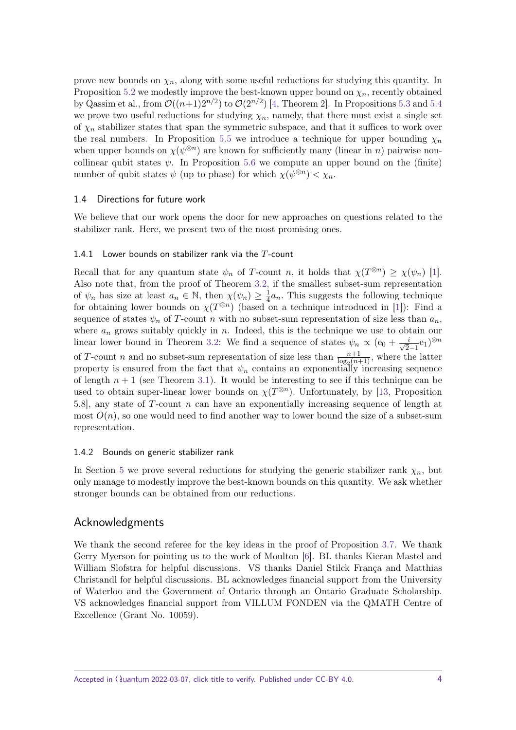prove new bounds on $\chi_n$, along with some useful reductions for studying this quantity. In Proposition 5.2 we modestly improve the best-known upper bound on $\chi_n$, recently obtained by Qassim et al., from $\mathcal{O}((n+1)2^{n/2})$ to $\mathcal{O}(2^{n/2})$ [4, Theorem 2]. In Propositions 5.3 and 5.4 we prove two useful reductions for studying $\chi_n$, namely, that there must exist a single set of $\chi_n$ stabilizer states that span the symmetric subspace, and that it suffices to work over the real numbers. In Proposition 5.5 we introduce a technique for upper bounding $\chi_n$ when upper bounds on $\chi(\psi^{\otimes n})$ are known for sufficiently many (linear in $n$) pairwise non-collinear qubit states $\psi$. In Proposition 5.6 we compute an upper bound on the (finite) number of qubit states $\psi$ (up to phase) for which $\chi(\psi^{\otimes n}) < \chi_n$.

## 1.4 Directions for future work

We believe that our work opens the door for new approaches on questions related to the stabilizer rank. Here, we present two of the most promising ones.

### 1.4.1 Lower bounds on stabilizer rank via the $T$-count

Recall that for any quantum state $\psi_n$ of $T$-count $n$, it holds that $\chi(T^{\otimes n}) \geq \chi(\psi_n)$ [1]. Also note that, from the proof of Theorem 3.2, if the smallest subset-sum representation of $\psi_n$ has size at least $a_n \in \mathbb{N}$, then $\chi(\psi_n) \geq \frac{1}{4}a_n$. This suggests the following technique for obtaining lower bounds on $\chi(T^{\otimes n})$ (based on a technique introduced in [1]): Find a sequence of states $\psi_n$ of $T$-count $n$ with no subset-sum representation of size less than $a_n$, where $a_n$ grows suitably quickly in $n$. Indeed, this is the technique we use to obtain our linear lower bound in Theorem 3.2: We find a sequence of states $\psi_n \propto (\mathrm{e}_0 + \frac{i}{\sqrt{2}-1}\mathrm{e}_1)^{\otimes n}$ of $T$-count $n$ and no subset-sum representation of size less than $\frac{n+1}{\log_2(n+1)}$, where the latter property is ensured from the fact that $\psi_n$ contains an exponentially increasing sequence of length $n+1$ (see Theorem 3.1). It would be interesting to see if this technique can be used to obtain super-linear lower bounds on $\chi(T^{\otimes n})$. Unfortunately, by [13, Proposition 5.8], any state of $T$-count $n$ can have an exponentially increasing sequence of length at most $O(n)$, so one would need to find another way to lower bound the size of a subset-sum representation.

### 1.4.2 Bounds on generic stabilizer rank

In Section 5 we prove several reductions for studying the generic stabilizer rank $\chi_n$, but only manage to modestly improve the best-known bounds on this quantity. We ask whether stronger bounds can be obtained from our reductions.

## Acknowledgments

We thank the second referee for the key ideas in the proof of Proposition 3.7. We thank Gerry Myerson for pointing us to the work of Moulton [6]. BL thanks Kieran Mastel and William Slofstra for helpful discussions. VS thanks Daniel Stilck França and Matthias Christandl for helpful discussions. BL acknowledges financial support from the University of Waterloo and the Government of Ontario through an Ontario Graduate Scholarship. VS acknowledges financial support from VILLUM FONDEN via the QMATH Centre of Excellence (Grant No. 10059).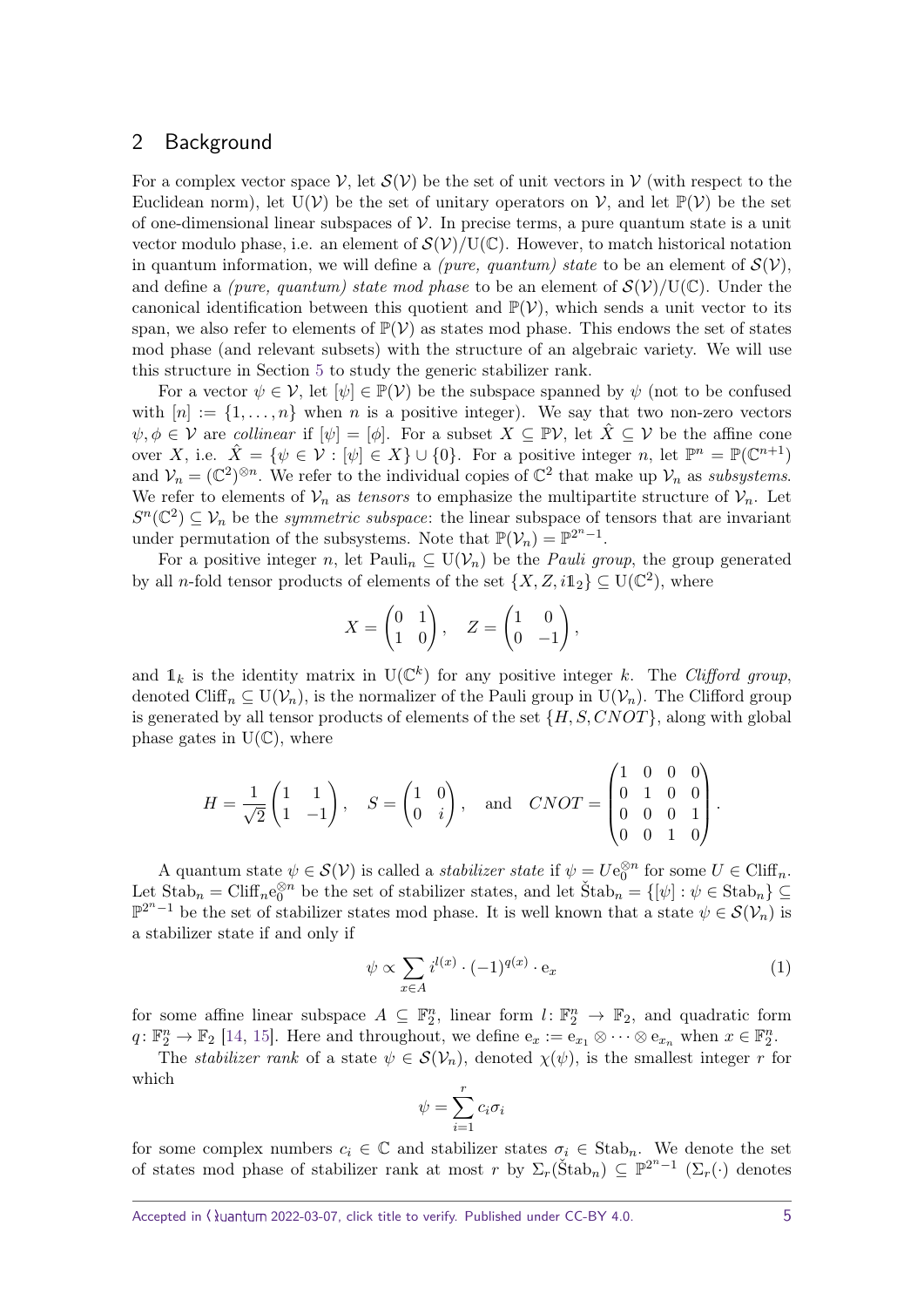## 2 Background

For a complex vector space $\mathcal{V}$, let $\mathcal{S}(\mathcal{V})$ be the set of unit vectors in $\mathcal{V}$ (with respect to the Euclidean norm), let $\mathrm{U}(\mathcal{V})$ be the set of unitary operators on $\mathcal{V}$, and let $\mathbb{P}(\mathcal{V})$ be the set of one-dimensional linear subspaces of $\mathcal{V}$. In precise terms, a pure quantum state is a unit vector modulo phase, i.e. an element of $\mathcal{S}(\mathcal{V})/\mathrm{U}(\mathbb{C})$. However, to match historical notation in quantum information, we will define a *(pure, quantum) state* to be an element of $\mathcal{S}(\mathcal{V})$, and define a *(pure, quantum) state mod phase* to be an element of $\mathcal{S}(\mathcal{V})/\mathrm{U}(\mathbb{C})$. Under the canonical identification between this quotient and $\mathbb{P}(\mathcal{V})$, which sends a unit vector to its span, we also refer to elements of $\mathbb{P}(\mathcal{V})$ as states mod phase. This endows the set of states mod phase (and relevant subsets) with the structure of an algebraic variety. We will use this structure in Section 5 to study the generic stabilizer rank.

For a vector $\psi \in \mathcal{V}$, let $[\psi] \in \mathbb{P}(\mathcal{V})$ be the subspace spanned by $\psi$ (not to be confused with $[n] := \{1, \ldots, n\}$ when $n$ is a positive integer). We say that two non-zero vectors $\psi, \phi \in \mathcal{V}$ are *collinear* if $[\psi] = [\phi]$. For a subset $X \subseteq \mathbb{P}\mathcal{V}$, let $\hat{X} \subseteq \mathcal{V}$ be the affine cone over $X$, i.e. $\hat{X} = \{\psi \in \mathcal{V} : [\psi] \in X\} \cup \{0\}$. For a positive integer $n$, let $\mathbb{P}^n = \mathbb{P}(\mathbb{C}^{n+1})$ and $\mathcal{V}_n = (\mathbb{C}^2)^{\otimes n}$. We refer to the individual copies of $\mathbb{C}^2$ that make up $\mathcal{V}_n$ as *subsystems*. We refer to elements of $\mathcal{V}_n$ as *tensors* to emphasize the multipartite structure of $\mathcal{V}_n$. Let $S^n(\mathbb{C}^2) \subseteq \mathcal{V}_n$ be the *symmetric subspace*: the linear subspace of tensors that are invariant under permutation of the subsystems. Note that $\mathbb{P}(\mathcal{V}_n) = \mathbb{P}^{2^n-1}$.

For a positive integer $n$, let $\mathrm{Pauli}_n \subseteq \mathrm{U}(\mathcal{V}_n)$ be the *Pauli group*, the group generated by all $n$-fold tensor products of elements of the set $\{X, Z, i\mathbb{1}_2\} \subseteq \mathrm{U}(\mathbb{C}^2)$, where

$$X = \begin{pmatrix} 0 & 1 \\ 1 & 0 \end{pmatrix}, \quad Z = \begin{pmatrix} 1 & 0 \\ 0 & -1 \end{pmatrix},$$

and $\mathbb{1}_k$ is the identity matrix in $\mathrm{U}(\mathbb{C}^k)$ for any positive integer $k$. The *Clifford group*, denoted $\mathrm{Cliff}_n \subseteq \mathrm{U}(\mathcal{V}_n)$, is the normalizer of the Pauli group in $\mathrm{U}(\mathcal{V}_n)$. The Clifford group is generated by all tensor products of elements of the set $\{H, S, CNOT\}$, along with global phase gates in $\mathrm{U}(\mathbb{C})$, where

$$H = \frac{1}{\sqrt{2}}\begin{pmatrix} 1 & 1 \\ 1 & -1 \end{pmatrix}, \quad S = \begin{pmatrix} 1 & 0 \\ 0 & i \end{pmatrix}, \quad \text{and} \quad CNOT = \begin{pmatrix} 1 & 0 & 0 & 0 \\ 0 & 1 & 0 & 0 \\ 0 & 0 & 0 & 1 \\ 0 & 0 & 1 & 0 \end{pmatrix}.$$

A quantum state $\psi \in \mathcal{S}(\mathcal{V})$ is called a *stabilizer state* if $\psi = U\mathrm{e}_0^{\otimes n}$ for some $U \in \mathrm{Cliff}_n$. Let $\mathrm{Stab}_n = \mathrm{Cliff}_n \mathrm{e}_0^{\otimes n}$ be the set of stabilizer states, and let $\check{\mathrm{S}}\mathrm{tab}_n = \{[\psi] : \psi \in \mathrm{Stab}_n\} \subseteq \mathbb{P}^{2^n-1}$ be the set of stabilizer states mod phase. It is well known that a state $\psi \in \mathcal{S}(\mathcal{V}_n)$ is a stabilizer state if and only if

$$\psi \propto \sum_{x \in A} i^{l(x)} \cdot (-1)^{q(x)} \cdot \mathrm{e}_x \tag{1}$$

for some affine linear subspace $A \subseteq \mathbb{F}_2^n$, linear form $l\colon \mathbb{F}_2^n \to \mathbb{F}_2$, and quadratic form $q\colon \mathbb{F}_2^n \to \mathbb{F}_2$ [14, 15]. Here and throughout, we define $\mathrm{e}_x := \mathrm{e}_{x_1} \otimes \cdots \otimes \mathrm{e}_{x_n}$ when $x \in \mathbb{F}_2^n$.

The *stabilizer rank* of a state $\psi \in \mathcal{S}(\mathcal{V}_n)$, denoted $\chi(\psi)$, is the smallest integer $r$ for which

$$\psi = \sum_{i=1}^{r} c_i \sigma_i$$

for some complex numbers $c_i \in \mathbb{C}$ and stabilizer states $\sigma_i \in \mathrm{Stab}_n$. We denote the set of states mod phase of stabilizer rank at most $r$ by $\Sigma_r(\check{\mathrm{S}}\mathrm{tab}_n) \subseteq \mathbb{P}^{2^n-1}$ ($\Sigma_r(\cdot)$ denotes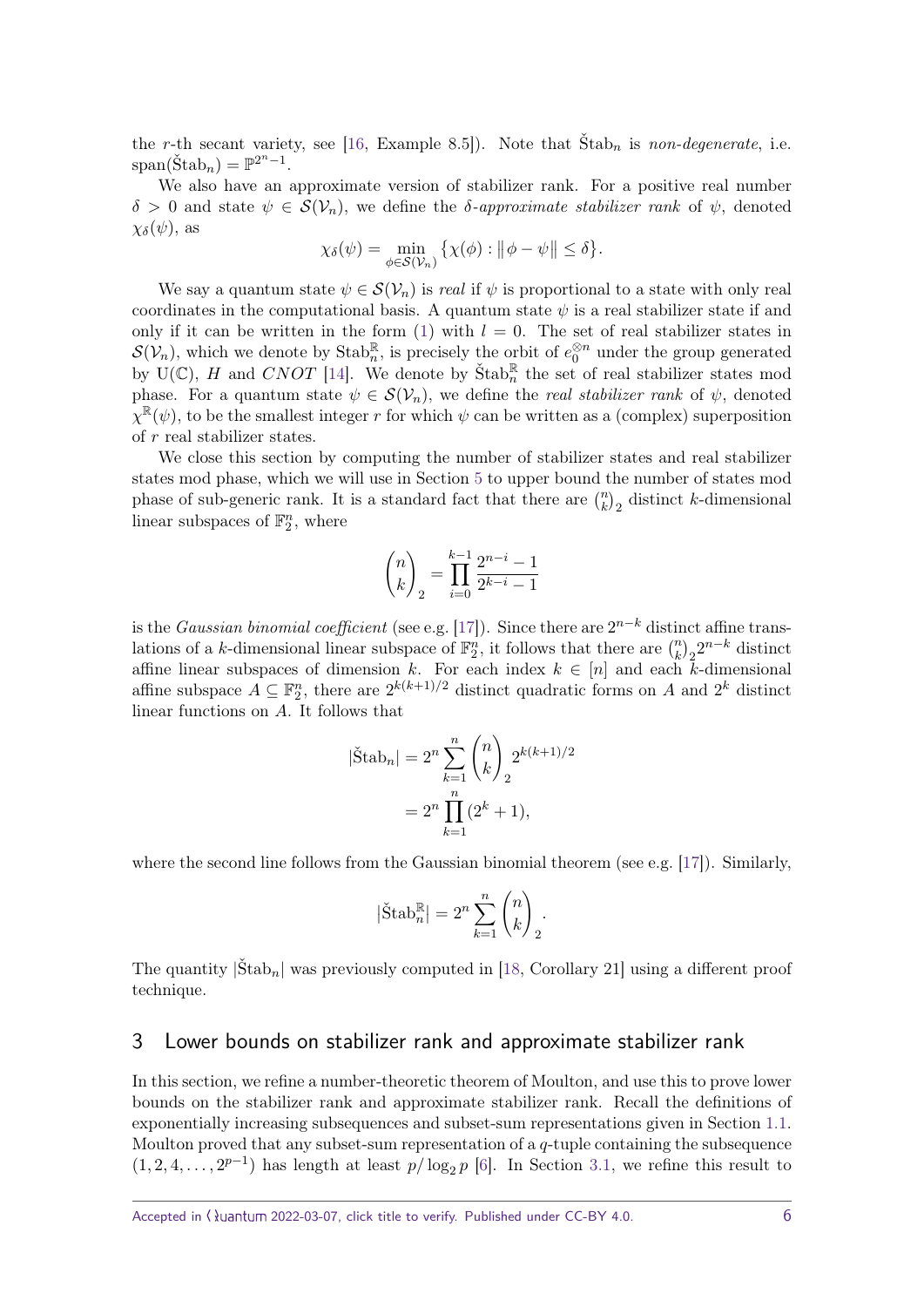the $r$-th secant variety, see [16, Example 8.5]). Note that $\check{\mathrm{S}}\mathrm{tab}_n$ is *non-degenerate*, i.e. $\mathrm{span}(\check{\mathrm{S}}\mathrm{tab}_n) = \mathbb{P}^{2^n-1}$.

We also have an approximate version of stabilizer rank. For a positive real number $\delta > 0$ and state $\psi \in \mathcal{S}(\mathcal{V}_n)$, we define the *$\delta$-approximate stabilizer rank* of $\psi$, denoted $\chi_\delta(\psi)$, as

$$\chi_\delta(\psi) = \min_{\phi \in \mathcal{S}(\mathcal{V}_n)} \{\chi(\phi) : \|\phi - \psi\| \leq \delta\}.$$

We say a quantum state $\psi \in \mathcal{S}(\mathcal{V}_n)$ is *real* if $\psi$ is proportional to a state with only real coordinates in the computational basis. A quantum state $\psi$ is a real stabilizer state if and only if it can be written in the form (1) with $l = 0$. The set of real stabilizer states in $\mathcal{S}(\mathcal{V}_n)$, which we denote by $\mathrm{Stab}_n^{\mathbb{R}}$, is precisely the orbit of $e_0^{\otimes n}$ under the group generated by $\mathrm{U}(\mathbb{C})$, $H$ and $CNOT$ [14]. We denote by $\check{\mathrm{S}}\mathrm{tab}_n^{\mathbb{R}}$ the set of real stabilizer states mod phase. For a quantum state $\psi \in \mathcal{S}(\mathcal{V}_n)$, we define the *real stabilizer rank* of $\psi$, denoted $\chi^{\mathbb{R}}(\psi)$, to be the smallest integer $r$ for which $\psi$ can be written as a (complex) superposition of $r$ real stabilizer states.

We close this section by computing the number of stabilizer states and real stabilizer states mod phase, which we will use in Section 5 to upper bound the number of states mod phase of sub-generic rank. It is a standard fact that there are $\binom{n}{k}_2$ distinct $k$-dimensional linear subspaces of $\mathbb{F}_2^n$, where

$$\binom{n}{k}_2 = \prod_{i=0}^{k-1} \frac{2^{n-i}-1}{2^{k-i}-1}$$

is the *Gaussian binomial coefficient* (see e.g. [17]). Since there are $2^{n-k}$ distinct affine translations of a $k$-dimensional linear subspace of $\mathbb{F}_2^n$, it follows that there are $\binom{n}{k}_2 2^{n-k}$ distinct affine linear subspaces of dimension $k$. For each index $k \in [n]$ and each $k$-dimensional affine subspace $A \subseteq \mathbb{F}_2^n$, there are $2^{k(k+1)/2}$ distinct quadratic forms on $A$ and $2^k$ distinct linear functions on $A$. It follows that

$$\begin{aligned}
|\check{\mathrm{S}}\mathrm{tab}_n| &= 2^n \sum_{k=1}^{n} \binom{n}{k}_2 2^{k(k+1)/2} \\
&= 2^n \prod_{k=1}^{n} (2^k + 1),
\end{aligned}$$

where the second line follows from the Gaussian binomial theorem (see e.g. [17]). Similarly,

$$|\check{\mathrm{S}}\mathrm{tab}_n^{\mathbb{R}}| = 2^n \sum_{k=1}^{n} \binom{n}{k}_2.$$

The quantity $|\check{\mathrm{S}}\mathrm{tab}_n|$ was previously computed in [18, Corollary 21] using a different proof technique.

## 3 Lower bounds on stabilizer rank and approximate stabilizer rank

In this section, we refine a number-theoretic theorem of Moulton, and use this to prove lower bounds on the stabilizer rank and approximate stabilizer rank. Recall the definitions of exponentially increasing subsequences and subset-sum representations given in Section 1.1. Moulton proved that any subset-sum representation of a $q$-tuple containing the subsequence $(1, 2, 4, \ldots, 2^{p-1})$ has length at least $p/\log_2 p$ [6]. In Section 3.1, we refine this result to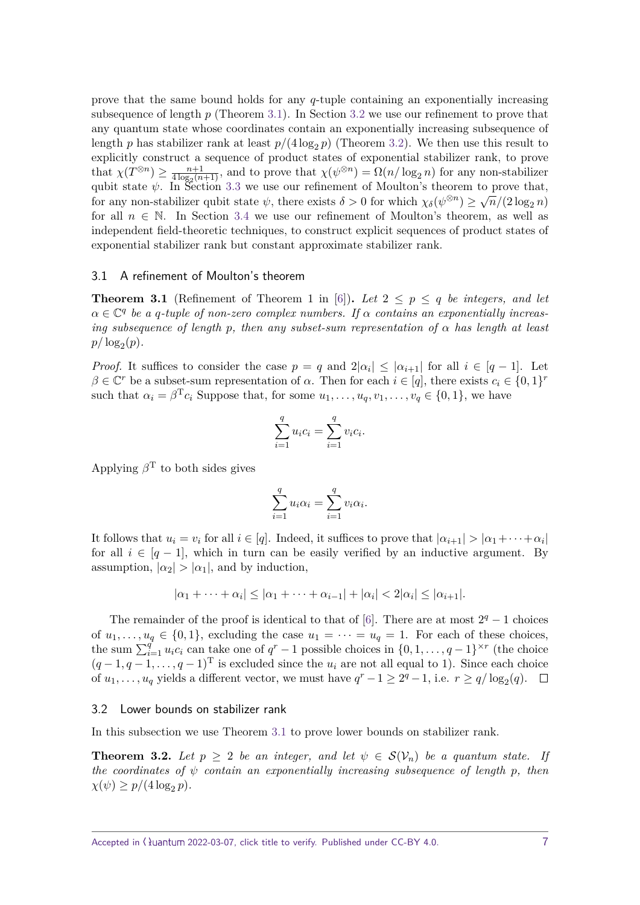prove that the same bound holds for any $q$-tuple containing an exponentially increasing subsequence of length $p$ (Theorem 3.1). In Section 3.2 we use our refinement to prove that any quantum state whose coordinates contain an exponentially increasing subsequence of length $p$ has stabilizer rank at least $p/(4\log_2 p)$ (Theorem 3.2). We then use this result to explicitly construct a sequence of product states of exponential stabilizer rank, to prove that $\chi(T^{\otimes n}) \geq \frac{n+1}{4\log_2(n+1)}$, and to prove that $\chi(\psi^{\otimes n}) = \Omega(n/\log_2 n)$ for any non-stabilizer qubit state $\psi$. In Section 3.3 we use our refinement of Moulton's theorem to prove that, for any non-stabilizer qubit state $\psi$, there exists $\delta > 0$ for which $\chi_\delta(\psi^{\otimes n}) \geq \sqrt{n}/(2\log_2 n)$ for all $n \in \mathbb{N}$. In Section 3.4 we use our refinement of Moulton's theorem, as well as independent field-theoretic techniques, to construct explicit sequences of product states of exponential stabilizer rank but constant approximate stabilizer rank.

## 3.1 A refinement of Moulton's theorem

**Theorem 3.1** (Refinement of Theorem 1 in [6])**.** *Let $2 \leq p \leq q$ be integers, and let $\alpha \in \mathbb{C}^q$ be a $q$-tuple of non-zero complex numbers. If $\alpha$ contains an exponentially increasing subsequence of length $p$, then any subset-sum representation of $\alpha$ has length at least $p/\log_2(p)$.*

*Proof.* It suffices to consider the case $p = q$ and $2|\alpha_i| \leq |\alpha_{i+1}|$ for all $i \in [q-1]$. Let $\beta \in \mathbb{C}^r$ be a subset-sum representation of $\alpha$. Then for each $i \in [q]$, there exists $c_i \in \{0,1\}^r$ such that $\alpha_i = \beta^{\mathrm{T}} c_i$ Suppose that, for some $u_1, \dots, u_q, v_1, \dots, v_q \in \{0,1\}$, we have

$$\sum_{i=1}^q u_i c_i = \sum_{i=1}^q v_i c_i.$$

Applying $\beta^{\mathrm{T}}$ to both sides gives

$$\sum_{i=1}^q u_i \alpha_i = \sum_{i=1}^q v_i \alpha_i.$$

It follows that $u_i = v_i$ for all $i \in [q]$. Indeed, it suffices to prove that $|\alpha_{i+1}| > |\alpha_1 + \cdots + \alpha_i|$ for all $i \in [q-1]$, which in turn can be easily verified by an inductive argument. By assumption, $|\alpha_2| > |\alpha_1|$, and by induction,

$$|\alpha_1 + \cdots + \alpha_i| \leq |\alpha_1 + \cdots + \alpha_{i-1}| + |\alpha_i| < 2|\alpha_i| \leq |\alpha_{i+1}|.$$

The remainder of the proof is identical to that of [6]. There are at most $2^q - 1$ choices of $u_1, \dots, u_q \in \{0,1\}$, excluding the case $u_1 = \cdots = u_q = 1$. For each of these choices, the sum $\sum_{i=1}^q u_i c_i$ can take one of $q^r - 1$ possible choices in $\{0, 1, \dots, q-1\}^{\times r}$ (the choice $(q-1, q-1, \dots, q-1)^{\mathrm{T}}$ is excluded since the $u_i$ are not all equal to 1). Since each choice of $u_1, \dots, u_q$ yields a different vector, we must have $q^r - 1 \geq 2^q - 1$, i.e. $r \geq q/\log_2(q)$. $\square$

## 3.2 Lower bounds on stabilizer rank

In this subsection we use Theorem 3.1 to prove lower bounds on stabilizer rank.

**Theorem 3.2.** *Let $p \geq 2$ be an integer, and let $\psi \in \mathcal{S}(\mathcal{V}_n)$ be a quantum state. If the coordinates of $\psi$ contain an exponentially increasing subsequence of length $p$, then $\chi(\psi) \geq p/(4\log_2 p)$.*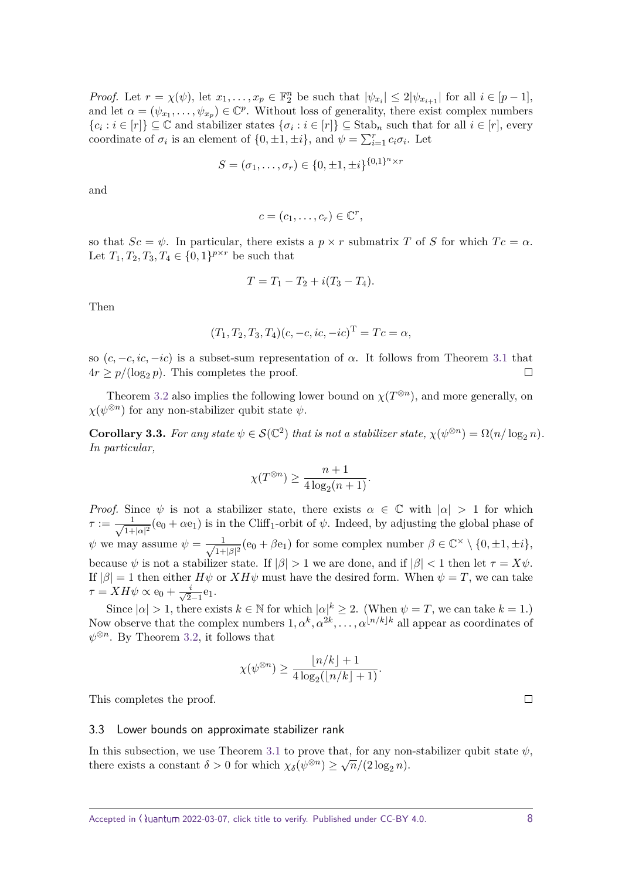*Proof.* Let $r = \chi(\psi)$, let $x_1, \ldots, x_p \in \mathbb{F}_2^n$ be such that $|\psi_{x_i}| \leq 2|\psi_{x_{i+1}}|$ for all $i \in [p-1]$, and let $\alpha = (\psi_{x_1}, \ldots, \psi_{x_p}) \in \mathbb{C}^p$. Without loss of generality, there exist complex numbers $\{c_i : i \in [r]\} \subseteq \mathbb{C}$ and stabilizer states $\{\sigma_i : i \in [r]\} \subseteq \mathrm{Stab}_n$ such that for all $i \in [r]$, every coordinate of $\sigma_i$ is an element of $\{0, \pm 1, \pm i\}$, and $\psi = \sum_{i=1}^r c_i \sigma_i$. Let

$$S = (\sigma_1, \ldots, \sigma_r) \in \{0, \pm 1, \pm i\}^{\{0,1\}^n \times r}$$

and

$$c = (c_1, \ldots, c_r) \in \mathbb{C}^r,$$

so that $Sc = \psi$. In particular, there exists a $p \times r$ submatrix $T$ of $S$ for which $Tc = \alpha$. Let $T_1, T_2, T_3, T_4 \in \{0,1\}^{p \times r}$ be such that

$$T = T_1 - T_2 + i(T_3 - T_4).$$

Then

$$(T_1, T_2, T_3, T_4)(c, -c, ic, -ic)^{\mathrm{T}} = Tc = \alpha,$$

so $(c, -c, ic, -ic)$ is a subset-sum representation of $\alpha$. It follows from Theorem 3.1 that $4r \geq p/(\log_2 p)$. This completes the proof. $\square$

Theorem 3.2 also implies the following lower bound on $\chi(T^{\otimes n})$, and more generally, on $\chi(\psi^{\otimes n})$ for any non-stabilizer qubit state $\psi$.

**Corollary 3.3.** *For any state $\psi \in \mathcal{S}(\mathbb{C}^2)$ that is not a stabilizer state, $\chi(\psi^{\otimes n}) = \Omega(n/\log_2 n)$. In particular,*

$$\chi(T^{\otimes n}) \geq \frac{n+1}{4\log_2(n+1)}.$$

*Proof.* Since $\psi$ is not a stabilizer state, there exists $\alpha \in \mathbb{C}$ with $|\alpha| > 1$ for which $\tau := \frac{1}{\sqrt{1+|\alpha|^2}}(\mathrm{e}_0 + \alpha \mathrm{e}_1)$ is in the $\mathrm{Cliff}_1$-orbit of $\psi$. Indeed, by adjusting the global phase of $\psi$ we may assume $\psi = \frac{1}{\sqrt{1+|\beta|^2}}(\mathrm{e}_0 + \beta \mathrm{e}_1)$ for some complex number $\beta \in \mathbb{C}^\times \setminus \{0, \pm 1, \pm i\}$, because $\psi$ is not a stabilizer state. If $|\beta| > 1$ we are done, and if $|\beta| < 1$ then let $\tau = X\psi$. If $|\beta| = 1$ then either $H\psi$ or $XH\psi$ must have the desired form. When $\psi = T$, we can take $\tau = XH\psi \propto \mathrm{e}_0 + \frac{i}{\sqrt{2}-1}\mathrm{e}_1$.

Since $|\alpha| > 1$, there exists $k \in \mathbb{N}$ for which $|\alpha|^k \geq 2$. (When $\psi = T$, we can take $k = 1$.) Now observe that the complex numbers $1, \alpha^k, \alpha^{2k}, \ldots, \alpha^{\lfloor n/k \rfloor k}$ all appear as coordinates of $\psi^{\otimes n}$. By Theorem 3.2, it follows that

$$\chi(\psi^{\otimes n}) \geq \frac{\lfloor n/k \rfloor + 1}{4\log_2(\lfloor n/k \rfloor + 1)}.$$

This completes the proof. $\square$

### 3.3 Lower bounds on approximate stabilizer rank

In this subsection, we use Theorem 3.1 to prove that, for any non-stabilizer qubit state $\psi$, there exists a constant $\delta > 0$ for which $\chi_\delta(\psi^{\otimes n}) \geq \sqrt{n}/(2\log_2 n)$.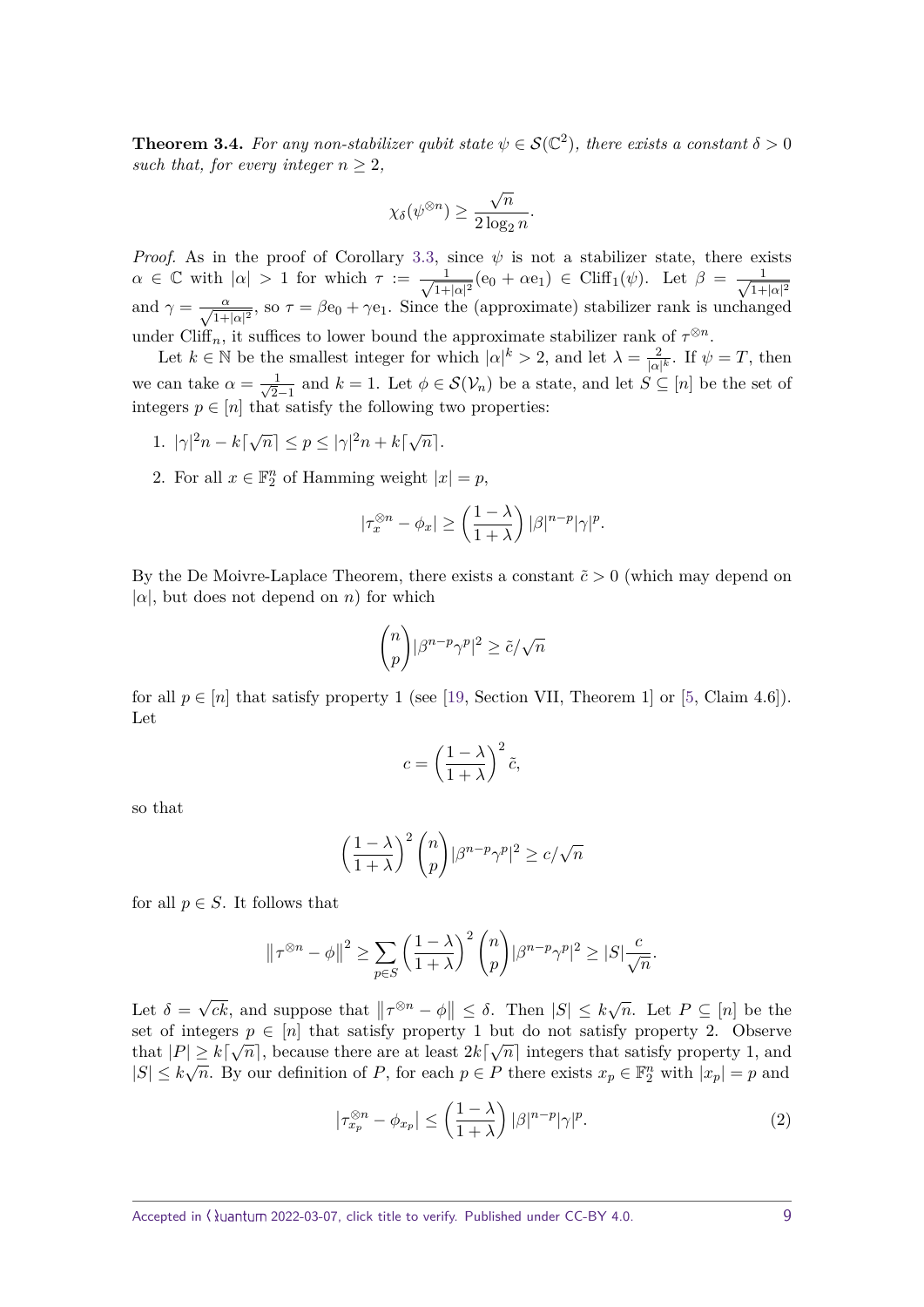**Theorem 3.4.** *For any non-stabilizer qubit state $\psi \in \mathcal{S}(\mathbb{C}^2)$, there exists a constant $\delta > 0$ such that, for every integer $n \geq 2$,*

$$\chi_\delta(\psi^{\otimes n}) \geq \frac{\sqrt{n}}{2\log_2 n}.$$

*Proof.* As in the proof of Corollary 3.3, since $\psi$ is not a stabilizer state, there exists $\alpha \in \mathbb{C}$ with $|\alpha| > 1$ for which $\tau := \frac{1}{\sqrt{1+|\alpha|^2}}(\mathrm{e}_0 + \alpha \mathrm{e}_1) \in \mathrm{Cliff}_1(\psi)$. Let $\beta = \frac{1}{\sqrt{1+|\alpha|^2}}$ and $\gamma = \frac{\alpha}{\sqrt{1+|\alpha|^2}}$, so $\tau = \beta \mathrm{e}_0 + \gamma \mathrm{e}_1$. Since the (approximate) stabilizer rank is unchanged under $\mathrm{Cliff}_n$, it suffices to lower bound the approximate stabilizer rank of $\tau^{\otimes n}$.

Let $k \in \mathbb{N}$ be the smallest integer for which $|\alpha|^k > 2$, and let $\lambda = \frac{2}{|\alpha|^k}$. If $\psi = T$, then we can take $\alpha = \frac{1}{\sqrt{2}-1}$ and $k = 1$. Let $\phi \in \mathcal{S}(\mathcal{V}_n)$ be a state, and let $S \subseteq [n]$ be the set of integers $p \in [n]$ that satisfy the following two properties:

1. $|\gamma|^2 n - k\lceil\sqrt{n}\rceil \leq p \leq |\gamma|^2 n + k\lceil\sqrt{n}\rceil$.
2. For all $x \in \mathbb{F}_2^n$ of Hamming weight $|x| = p$,

$$|\tau_x^{\otimes n} - \phi_x| \geq \left(\frac{1-\lambda}{1+\lambda}\right)|\beta|^{n-p}|\gamma|^p.$$

By the De Moivre-Laplace Theorem, there exists a constant $\tilde{c} > 0$ (which may depend on $|\alpha|$, but does not depend on $n$) for which

$$\binom{n}{p}|\beta^{n-p}\gamma^p|^2 \geq \tilde{c}/\sqrt{n}$$

for all $p \in [n]$ that satisfy property 1 (see [19, Section VII, Theorem 1] or [5, Claim 4.6]). Let

$$c = \left(\frac{1-\lambda}{1+\lambda}\right)^2 \tilde{c},$$

so that

$$\left(\frac{1-\lambda}{1+\lambda}\right)^2 \binom{n}{p}|\beta^{n-p}\gamma^p|^2 \geq c/\sqrt{n}$$

for all $p \in S$. It follows that

$$\left\|\tau^{\otimes n} - \phi\right\|^2 \geq \sum_{p \in S}\left(\frac{1-\lambda}{1+\lambda}\right)^2 \binom{n}{p}|\beta^{n-p}\gamma^p|^2 \geq |S|\frac{c}{\sqrt{n}}.$$

Let $\delta = \sqrt{ck}$, and suppose that $\left\|\tau^{\otimes n} - \phi\right\| \leq \delta$. Then $|S| \leq k\sqrt{n}$. Let $P \subseteq [n]$ be the set of integers $p \in [n]$ that satisfy property 1 but do not satisfy property 2. Observe that $|P| \geq k\lceil\sqrt{n}\rceil$, because there are at least $2k\lceil\sqrt{n}\rceil$ integers that satisfy property 1, and $|S| \leq k\sqrt{n}$. By our definition of $P$, for each $p \in P$ there exists $x_p \in \mathbb{F}_2^n$ with $|x_p| = p$ and

$$\left|\tau_{x_p}^{\otimes n} - \phi_{x_p}\right| \leq \left(\frac{1-\lambda}{1+\lambda}\right)|\beta|^{n-p}|\gamma|^p. \tag{2}$$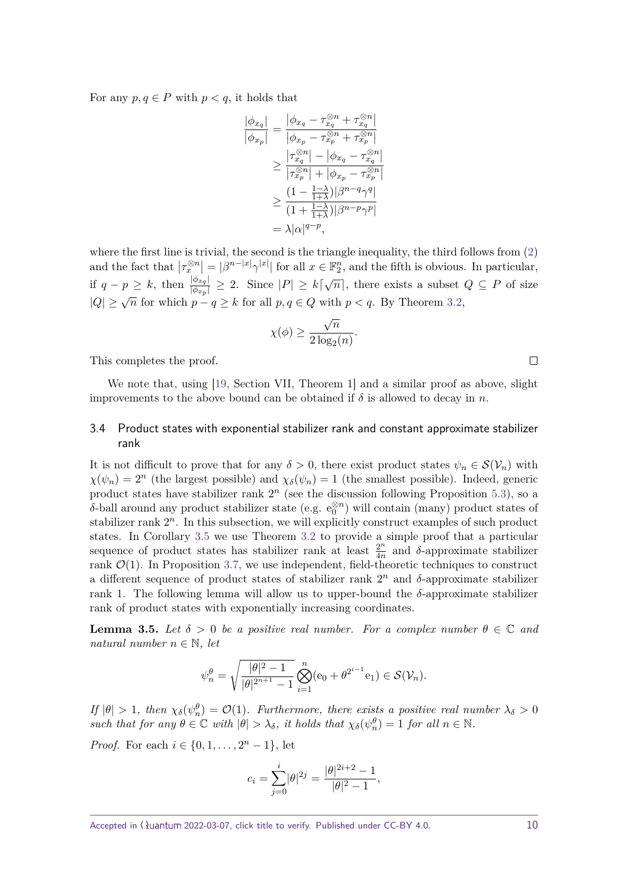For any $p, q \in P$ with $p < q$, it holds that

$$\begin{aligned}
\frac{|\phi_{x_q}|}{|\phi_{x_p}|} &= \frac{|\phi_{x_q} - \tau_{x_q}^{\otimes n} + \tau_{x_q}^{\otimes n}|}{|\phi_{x_p} - \tau_{x_p}^{\otimes n} + \tau_{x_p}^{\otimes n}|} \\
&\geq \frac{|\tau_{x_q}^{\otimes n}| - |\phi_{x_q} - \tau_{x_q}^{\otimes n}|}{|\tau_{x_p}^{\otimes n}| + |\phi_{x_p} - \tau_{x_p}^{\otimes n}|} \\
&\geq \frac{(1 - \frac{1-\lambda}{1+\lambda})|\beta^{n-q}\gamma^q|}{(1 + \frac{1-\lambda}{1+\lambda})|\beta^{n-p}\gamma^p|} \\
&= \lambda|\alpha|^{q-p},
\end{aligned}$$

where the first line is trivial, the second is the triangle inequality, the third follows from (2) and the fact that $|\tau_x^{\otimes n}| = |\beta^{n-|x|}\gamma^{|x|}|$ for all $x \in \mathbb{F}_2^n$, and the fifth is obvious. In particular, if $q - p \geq k$, then $\frac{|\phi_{x_q}|}{|\phi_{x_p}|} \geq 2$. Since $|P| \geq k\lceil\sqrt{n}\rceil$, there exists a subset $Q \subseteq P$ of size $|Q| \geq \sqrt{n}$ for which $p - q \geq k$ for all $p, q \in Q$ with $p < q$. By Theorem 3.2,

$$\chi(\phi) \geq \frac{\sqrt{n}}{2\log_2(n)}.$$

This completes the proof. □

We note that, using [19, Section VII, Theorem 1] and a similar proof as above, slight improvements to the above bound can be obtained if $\delta$ is allowed to decay in $n$.

### 3.4 Product states with exponential stabilizer rank and constant approximate stabilizer rank

It is not difficult to prove that for any $\delta > 0$, there exist product states $\psi_n \in \mathcal{S}(\mathcal{V}_n)$ with $\chi(\psi_n) = 2^n$ (the largest possible) and $\chi_\delta(\psi_n) = 1$ (the smallest possible). Indeed, generic product states have stabilizer rank $2^n$ (see the discussion following Proposition 5.3), so a $\delta$-ball around any product stabilizer state (e.g. $\mathrm{e}_0^{\otimes n}$) will contain (many) product states of stabilizer rank $2^n$. In this subsection, we will explicitly construct examples of such product states. In Corollary 3.5 we use Theorem 3.2 to provide a simple proof that a particular sequence of product states has stabilizer rank at least $\frac{2^n}{4n}$ and $\delta$-approximate stabilizer rank $\mathcal{O}(1)$. In Proposition 3.7, we use independent, field-theoretic techniques to construct a different sequence of product states of stabilizer rank $2^n$ and $\delta$-approximate stabilizer rank 1. The following lemma will allow us to upper-bound the $\delta$-approximate stabilizer rank of product states with exponentially increasing coordinates.

**Lemma 3.5.** *Let $\delta > 0$ be a positive real number. For a complex number $\theta \in \mathbb{C}$ and natural number $n \in \mathbb{N}$, let*

$$\psi_n^\theta = \sqrt{\frac{|\theta|^2 - 1}{|\theta|^{2^{n+1}} - 1}} \bigotimes_{i=1}^n (\mathrm{e}_0 + \theta^{2^{i-1}}\mathrm{e}_1) \in \mathcal{S}(\mathcal{V}_n).$$

*If $|\theta| > 1$, then $\chi_\delta(\psi_n^\theta) = \mathcal{O}(1)$. Furthermore, there exists a positive real number $\lambda_\delta > 0$ such that for any $\theta \in \mathbb{C}$ with $|\theta| > \lambda_\delta$, it holds that $\chi_\delta(\psi_n^\theta) = 1$ for all $n \in \mathbb{N}$.*

*Proof.* For each $i \in \{0, 1, \ldots, 2^n - 1\}$, let

$$c_i = \sum_{j=0}^{i} |\theta|^{2j} = \frac{|\theta|^{2i+2} - 1}{|\theta|^2 - 1},$$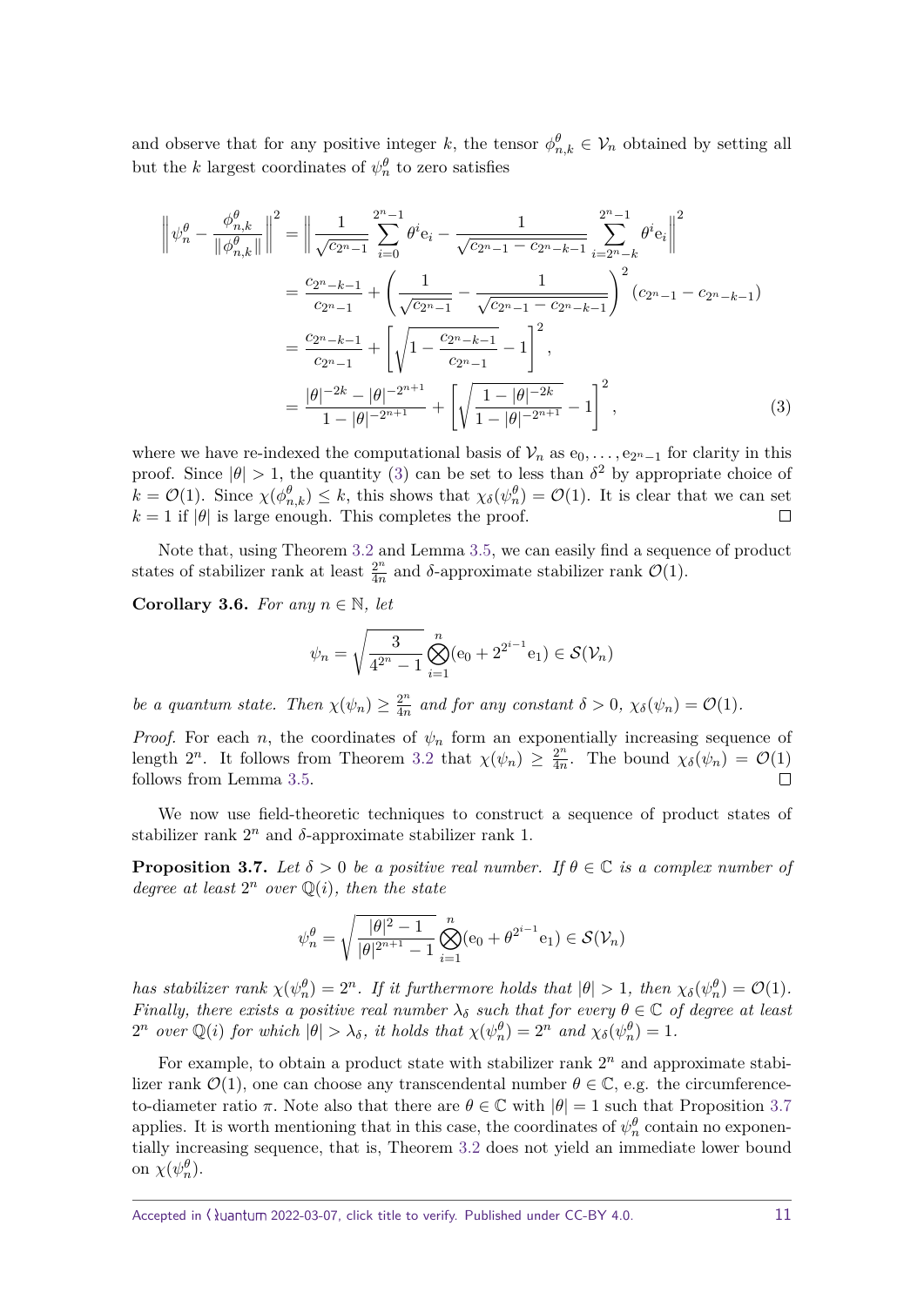and observe that for any positive integer $k$, the tensor $\phi^\theta_{n,k} \in \mathcal{V}_n$ obtained by setting all but the $k$ largest coordinates of $\psi^\theta_n$ to zero satisfies

$$
\begin{aligned}
\left\| \psi^\theta_n - \frac{\phi^\theta_{n,k}}{\|\phi^\theta_{n,k}\|} \right\|^2 &= \left\| \frac{1}{\sqrt{c_{2^n-1}}} \sum_{i=0}^{2^n-1} \theta^i \mathrm{e}_i - \frac{1}{\sqrt{c_{2^n-1} - c_{2^n-k-1}}} \sum_{i=2^n-k}^{2^n-1} \theta^i \mathrm{e}_i \right\|^2 \\
&= \frac{c_{2^n-k-1}}{c_{2^n-1}} + \left( \frac{1}{\sqrt{c_{2^n-1}}} - \frac{1}{\sqrt{c_{2^n-1} - c_{2^n-k-1}}} \right)^2 (c_{2^n-1} - c_{2^n-k-1}) \\
&= \frac{c_{2^n-k-1}}{c_{2^n-1}} + \left[ \sqrt{1 - \frac{c_{2^n-k-1}}{c_{2^n-1}}} - 1 \right]^2, \\
&= \frac{|\theta|^{-2k} - |\theta|^{-2^{n+1}}}{1 - |\theta|^{-2^{n+1}}} + \left[ \sqrt{\frac{1 - |\theta|^{-2k}}{1 - |\theta|^{-2^{n+1}}}} - 1 \right]^2, \qquad (3)
\end{aligned}
$$

where we have re-indexed the computational basis of $\mathcal{V}_n$ as $\mathrm{e}_0, \ldots, \mathrm{e}_{2^n-1}$ for clarity in this proof. Since $|\theta| > 1$, the quantity (3) can be set to less than $\delta^2$ by appropriate choice of $k = \mathcal{O}(1)$. Since $\chi(\phi^\theta_{n,k}) \leq k$, this shows that $\chi_\delta(\psi^\theta_n) = \mathcal{O}(1)$. It is clear that we can set $k = 1$ if $|\theta|$ is large enough. This completes the proof. □

Note that, using Theorem 3.2 and Lemma 3.5, we can easily find a sequence of product states of stabilizer rank at least $\frac{2^n}{4n}$ and $\delta$-approximate stabilizer rank $\mathcal{O}(1)$.

**Corollary 3.6.** *For any $n \in \mathbb{N}$, let*

$$
\psi_n = \sqrt{\frac{3}{4^{2^n} - 1}} \bigotimes_{i=1}^n (\mathrm{e}_0 + 2^{2^{i-1}} \mathrm{e}_1) \in \mathcal{S}(\mathcal{V}_n)
$$

*be a quantum state. Then $\chi(\psi_n) \geq \frac{2^n}{4n}$ and for any constant $\delta > 0$, $\chi_\delta(\psi_n) = \mathcal{O}(1)$.*

*Proof.* For each $n$, the coordinates of $\psi_n$ form an exponentially increasing sequence of length $2^n$. It follows from Theorem 3.2 that $\chi(\psi_n) \geq \frac{2^n}{4n}$. The bound $\chi_\delta(\psi_n) = \mathcal{O}(1)$ follows from Lemma 3.5. □

We now use field-theoretic techniques to construct a sequence of product states of stabilizer rank $2^n$ and $\delta$-approximate stabilizer rank 1.

**Proposition 3.7.** *Let $\delta > 0$ be a positive real number. If $\theta \in \mathbb{C}$ is a complex number of degree at least $2^n$ over $\mathbb{Q}(i)$, then the state*

$$
\psi^\theta_n = \sqrt{\frac{|\theta|^2 - 1}{|\theta|^{2^{n+1}} - 1}} \bigotimes_{i=1}^n (\mathrm{e}_0 + \theta^{2^{i-1}} \mathrm{e}_1) \in \mathcal{S}(\mathcal{V}_n)
$$

*has stabilizer rank $\chi(\psi^\theta_n) = 2^n$. If it furthermore holds that $|\theta| > 1$, then $\chi_\delta(\psi^\theta_n) = \mathcal{O}(1)$. Finally, there exists a positive real number $\lambda_\delta$ such that for every $\theta \in \mathbb{C}$ of degree at least $2^n$ over $\mathbb{Q}(i)$ for which $|\theta| > \lambda_\delta$, it holds that $\chi(\psi^\theta_n) = 2^n$ and $\chi_\delta(\psi^\theta_n) = 1$.*

For example, to obtain a product state with stabilizer rank $2^n$ and approximate stabilizer rank $\mathcal{O}(1)$, one can choose any transcendental number $\theta \in \mathbb{C}$, e.g. the circumference-to-diameter ratio $\pi$. Note also that there are $\theta \in \mathbb{C}$ with $|\theta| = 1$ such that Proposition 3.7 applies. It is worth mentioning that in this case, the coordinates of $\psi^\theta_n$ contain no exponentially increasing sequence, that is, Theorem 3.2 does not yield an immediate lower bound on $\chi(\psi^\theta_n)$.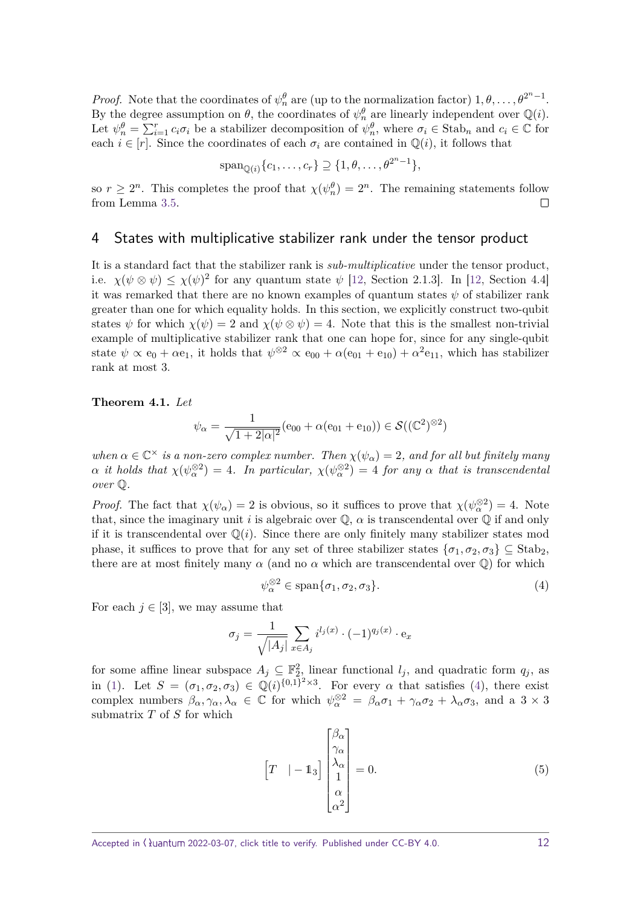*Proof.* Note that the coordinates of $\psi_n^\theta$ are (up to the normalization factor) $1, \theta, \dots, \theta^{2^n-1}$. By the degree assumption on $\theta$, the coordinates of $\psi_n^\theta$ are linearly independent over $\mathbb{Q}(i)$. Let $\psi_n^\theta = \sum_{i=1}^r c_i \sigma_i$ be a stabilizer decomposition of $\psi_n^\theta$, where $\sigma_i \in \mathrm{Stab}_n$ and $c_i \in \mathbb{C}$ for each $i \in [r]$. Since the coordinates of each $\sigma_i$ are contained in $\mathbb{Q}(i)$, it follows that

$$\mathrm{span}_{\mathbb{Q}(i)}\{c_1, \dots, c_r\} \supseteq \{1, \theta, \dots, \theta^{2^n-1}\},$$

so $r \geq 2^n$. This completes the proof that $\chi(\psi_n^\theta) = 2^n$. The remaining statements follow from Lemma 3.5. ◻

## 4 States with multiplicative stabilizer rank under the tensor product

It is a standard fact that the stabilizer rank is *sub-multiplicative* under the tensor product, i.e. $\chi(\psi \otimes \psi) \leq \chi(\psi)^2$ for any quantum state $\psi$ [12, Section 2.1.3]. In [12, Section 4.4] it was remarked that there are no known examples of quantum states $\psi$ of stabilizer rank greater than one for which equality holds. In this section, we explicitly construct two-qubit states $\psi$ for which $\chi(\psi) = 2$ and $\chi(\psi \otimes \psi) = 4$. Note that this is the smallest non-trivial example of multiplicative stabilizer rank that one can hope for, since for any single-qubit state $\psi \propto \mathrm{e}_0 + \alpha \mathrm{e}_1$, it holds that $\psi^{\otimes 2} \propto \mathrm{e}_{00} + \alpha(\mathrm{e}_{01} + \mathrm{e}_{10}) + \alpha^2 \mathrm{e}_{11}$, which has stabilizer rank at most 3.

**Theorem 4.1.** *Let*

$$\psi_\alpha = \frac{1}{\sqrt{1 + 2|\alpha|^2}}(\mathrm{e}_{00} + \alpha(\mathrm{e}_{01} + \mathrm{e}_{10})) \in \mathcal{S}((\mathbb{C}^2)^{\otimes 2})$$

*when $\alpha \in \mathbb{C}^\times$ is a non-zero complex number. Then $\chi(\psi_\alpha) = 2$, and for all but finitely many $\alpha$ it holds that $\chi(\psi_\alpha^{\otimes 2}) = 4$. In particular, $\chi(\psi_\alpha^{\otimes 2}) = 4$ for any $\alpha$ that is transcendental over $\mathbb{Q}$.*

*Proof.* The fact that $\chi(\psi_\alpha) = 2$ is obvious, so it suffices to prove that $\chi(\psi_\alpha^{\otimes 2}) = 4$. Note that, since the imaginary unit $i$ is algebraic over $\mathbb{Q}$, $\alpha$ is transcendental over $\mathbb{Q}$ if and only if it is transcendental over $\mathbb{Q}(i)$. Since there are only finitely many stabilizer states mod phase, it suffices to prove that for any set of three stabilizer states $\{\sigma_1, \sigma_2, \sigma_3\} \subseteq \mathrm{Stab}_2$, there are at most finitely many $\alpha$ (and no $\alpha$ which are transcendental over $\mathbb{Q}$) for which

$$\psi_\alpha^{\otimes 2} \in \mathrm{span}\{\sigma_1, \sigma_2, \sigma_3\}. \tag{4}$$

For each $j \in [3]$, we may assume that

$$\sigma_j = \frac{1}{\sqrt{|A_j|}} \sum_{x \in A_j} i^{l_j(x)} \cdot (-1)^{q_j(x)} \cdot \mathrm{e}_x$$

for some affine linear subspace $A_j \subseteq \mathbb{F}_2^2$, linear functional $l_j$, and quadratic form $q_j$, as in (1). Let $S = (\sigma_1, \sigma_2, \sigma_3) \in \mathbb{Q}(i)^{\{0,1\}^2 \times 3}$. For every $\alpha$ that satisfies (4), there exist complex numbers $\beta_\alpha, \gamma_\alpha, \lambda_\alpha \in \mathbb{C}$ for which $\psi_\alpha^{\otimes 2} = \beta_\alpha \sigma_1 + \gamma_\alpha \sigma_2 + \lambda_\alpha \sigma_3$, and a $3 \times 3$ submatrix $T$ of $S$ for which

$$\begin{bmatrix} T & | - \mathbb{1}_3 \end{bmatrix} \begin{bmatrix} \beta_\alpha \\ \gamma_\alpha \\ \lambda_\alpha \\ 1 \\ \alpha \\ \alpha^2 \end{bmatrix} = 0. \tag{5}$$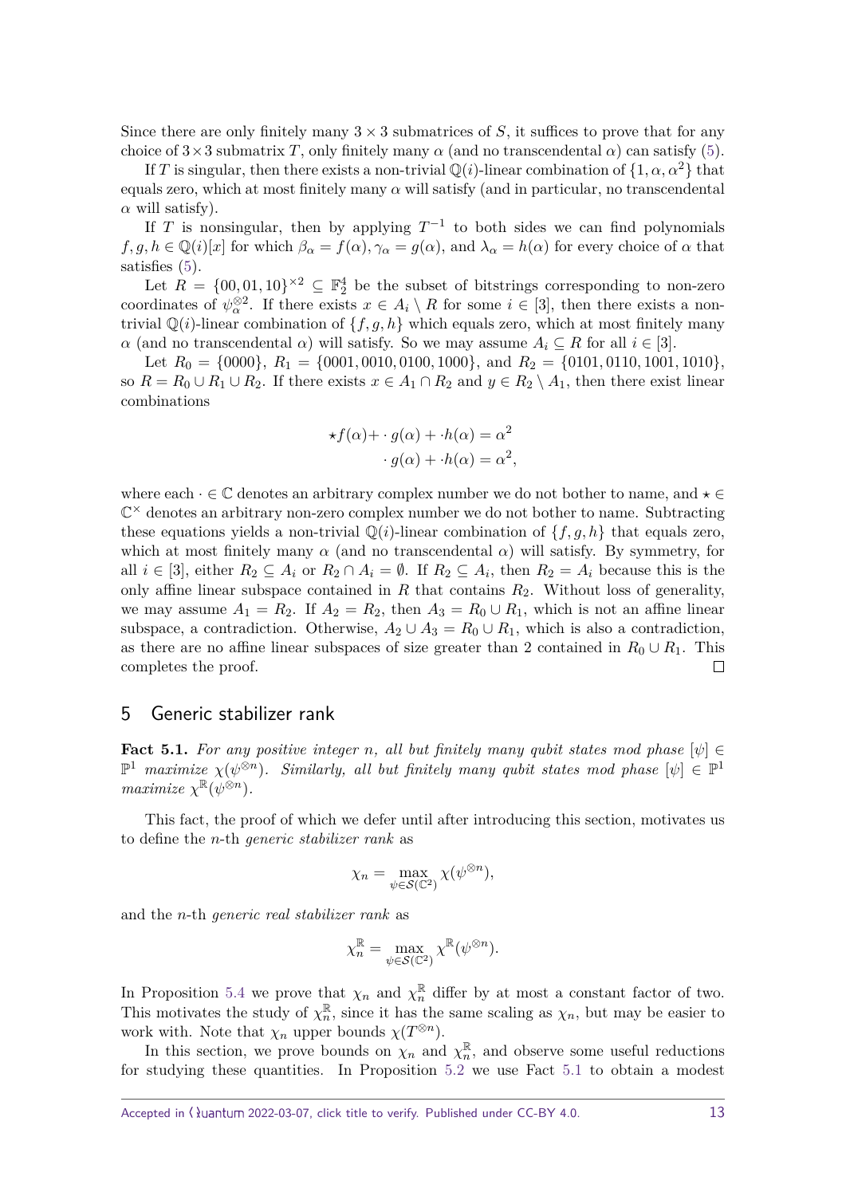Since there are only finitely many $3 \times 3$ submatrices of $S$, it suffices to prove that for any choice of $3 \times 3$ submatrix $T$, only finitely many $\alpha$ (and no transcendental $\alpha$) can satisfy (5).

If $T$ is singular, then there exists a non-trivial $\mathbb{Q}(i)$-linear combination of $\{1, \alpha, \alpha^2\}$ that equals zero, which at most finitely many $\alpha$ will satisfy (and in particular, no transcendental $\alpha$ will satisfy).

If $T$ is nonsingular, then by applying $T^{-1}$ to both sides we can find polynomials $f, g, h \in \mathbb{Q}(i)[x]$ for which $\beta_\alpha = f(\alpha), \gamma_\alpha = g(\alpha)$, and $\lambda_\alpha = h(\alpha)$ for every choice of $\alpha$ that satisfies (5).

Let $R = \{00, 01, 10\}^{\times 2} \subseteq \mathbb{F}_2^4$ be the subset of bitstrings corresponding to non-zero coordinates of $\psi_\alpha^{\otimes 2}$. If there exists $x \in A_i \setminus R$ for some $i \in [3]$, then there exists a non-trivial $\mathbb{Q}(i)$-linear combination of $\{f, g, h\}$ which equals zero, which at most finitely many $\alpha$ (and no transcendental $\alpha$) will satisfy. So we may assume $A_i \subseteq R$ for all $i \in [3]$.

Let $R_0 = \{0000\}$, $R_1 = \{0001, 0010, 0100, 1000\}$, and $R_2 = \{0101, 0110, 1001, 1010\}$, so $R = R_0 \cup R_1 \cup R_2$. If there exists $x \in A_1 \cap R_2$ and $y \in R_2 \setminus A_1$, then there exist linear combinations

$$
\begin{aligned}
\star f(\alpha) + \cdot\, g(\alpha) + \cdot h(\alpha) &= \alpha^2 \\
\cdot\, g(\alpha) + \cdot h(\alpha) &= \alpha^2,
\end{aligned}
$$

where each $\cdot \in \mathbb{C}$ denotes an arbitrary complex number we do not bother to name, and $\star \in \mathbb{C}^\times$ denotes an arbitrary non-zero complex number we do not bother to name. Subtracting these equations yields a non-trivial $\mathbb{Q}(i)$-linear combination of $\{f, g, h\}$ that equals zero, which at most finitely many $\alpha$ (and no transcendental $\alpha$) will satisfy. By symmetry, for all $i \in [3]$, either $R_2 \subseteq A_i$ or $R_2 \cap A_i = \emptyset$. If $R_2 \subseteq A_i$, then $R_2 = A_i$ because this is the only affine linear subspace contained in $R$ that contains $R_2$. Without loss of generality, we may assume $A_1 = R_2$. If $A_2 = R_2$, then $A_3 = R_0 \cup R_1$, which is not an affine linear subspace, a contradiction. Otherwise, $A_2 \cup A_3 = R_0 \cup R_1$, which is also a contradiction, as there are no affine linear subspaces of size greater than 2 contained in $R_0 \cup R_1$. This completes the proof. $\square$

## 5 Generic stabilizer rank

**Fact 5.1.** *For any positive integer $n$, all but finitely many qubit states mod phase $[\psi] \in \mathbb{P}^1$ maximize $\chi(\psi^{\otimes n})$. Similarly, all but finitely many qubit states mod phase $[\psi] \in \mathbb{P}^1$ maximize $\chi^{\mathbb{R}}(\psi^{\otimes n})$.*

This fact, the proof of which we defer until after introducing this section, motivates us to define the $n$-th *generic stabilizer rank* as

$$
\chi_n = \max_{\psi \in \mathcal{S}(\mathbb{C}^2)} \chi(\psi^{\otimes n}),
$$

and the $n$-th *generic real stabilizer rank* as

$$
\chi_n^{\mathbb{R}} = \max_{\psi \in \mathcal{S}(\mathbb{C}^2)} \chi^{\mathbb{R}}(\psi^{\otimes n}).
$$

In Proposition 5.4 we prove that $\chi_n$ and $\chi_n^{\mathbb{R}}$ differ by at most a constant factor of two. This motivates the study of $\chi_n^{\mathbb{R}}$, since it has the same scaling as $\chi_n$, but may be easier to work with. Note that $\chi_n$ upper bounds $\chi(T^{\otimes n})$.

In this section, we prove bounds on $\chi_n$ and $\chi_n^{\mathbb{R}}$, and observe some useful reductions for studying these quantities. In Proposition 5.2 we use Fact 5.1 to obtain a modest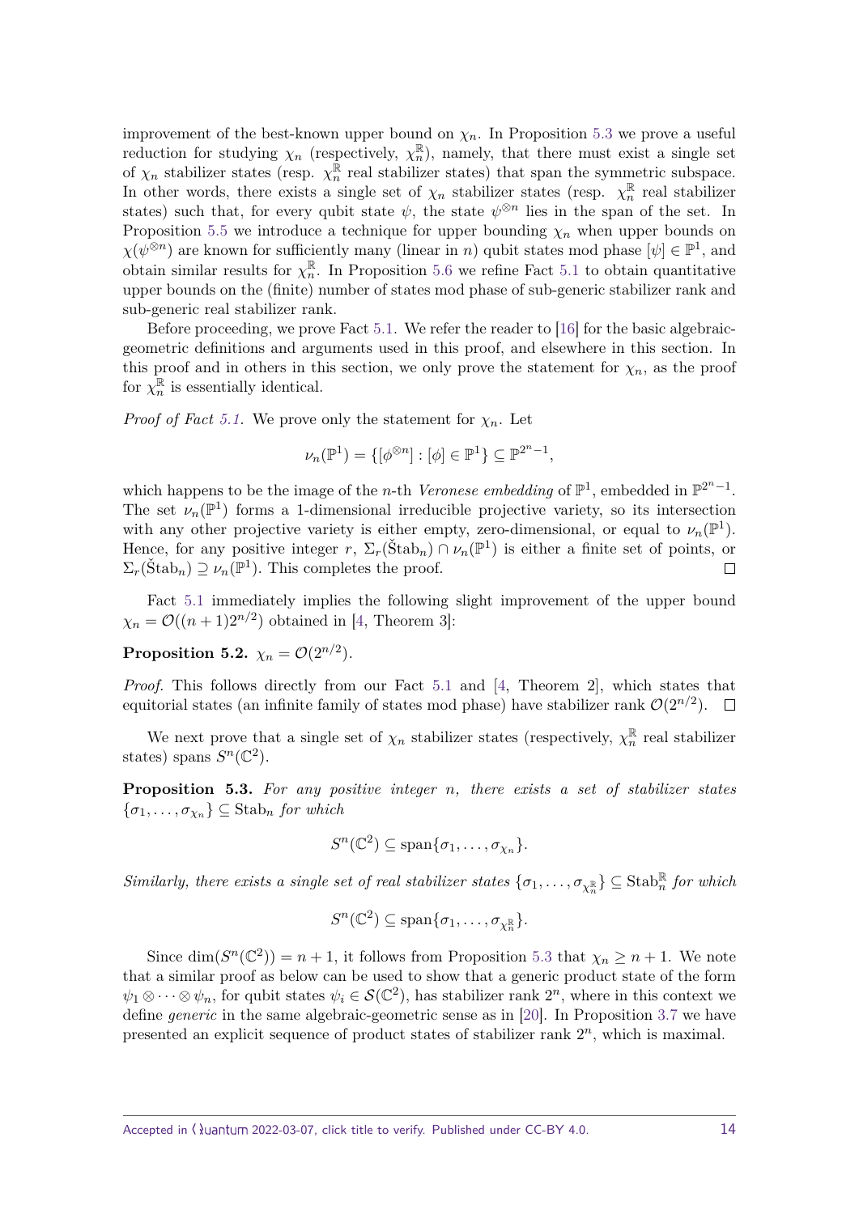improvement of the best-known upper bound on $\chi_n$. In Proposition 5.3 we prove a useful reduction for studying $\chi_n$ (respectively, $\chi_n^{\mathbb{R}}$), namely, that there must exist a single set of $\chi_n$ stabilizer states (resp. $\chi_n^{\mathbb{R}}$ real stabilizer states) that span the symmetric subspace. In other words, there exists a single set of $\chi_n$ stabilizer states (resp. $\chi_n^{\mathbb{R}}$ real stabilizer states) such that, for every qubit state $\psi$, the state $\psi^{\otimes n}$ lies in the span of the set. In Proposition 5.5 we introduce a technique for upper bounding $\chi_n$ when upper bounds on $\chi(\psi^{\otimes n})$ are known for sufficiently many (linear in $n$) qubit states mod phase $[\psi] \in \mathbb{P}^1$, and obtain similar results for $\chi_n^{\mathbb{R}}$. In Proposition 5.6 we refine Fact 5.1 to obtain quantitative upper bounds on the (finite) number of states mod phase of sub-generic stabilizer rank and sub-generic real stabilizer rank.

Before proceeding, we prove Fact 5.1. We refer the reader to [16] for the basic algebraic-geometric definitions and arguments used in this proof, and elsewhere in this section. In this proof and in others in this section, we only prove the statement for $\chi_n$, as the proof for $\chi_n^{\mathbb{R}}$ is essentially identical.

*Proof of Fact 5.1.* We prove only the statement for $\chi_n$. Let

$$\nu_n(\mathbb{P}^1) = \{[\phi^{\otimes n}] : [\phi] \in \mathbb{P}^1\} \subseteq \mathbb{P}^{2^n-1},$$

which happens to be the image of the $n$-th *Veronese embedding* of $\mathbb{P}^1$, embedded in $\mathbb{P}^{2^n-1}$. The set $\nu_n(\mathbb{P}^1)$ forms a 1-dimensional irreducible projective variety, so its intersection with any other projective variety is either empty, zero-dimensional, or equal to $\nu_n(\mathbb{P}^1)$. Hence, for any positive integer $r$, $\Sigma_r(\check{\mathrm{S}}\mathrm{tab}_n) \cap \nu_n(\mathbb{P}^1)$ is either a finite set of points, or $\Sigma_r(\check{\mathrm{S}}\mathrm{tab}_n) \supseteq \nu_n(\mathbb{P}^1)$. This completes the proof. □

Fact 5.1 immediately implies the following slight improvement of the upper bound $\chi_n = \mathcal{O}((n+1)2^{n/2})$ obtained in [4, Theorem 3]:

**Proposition 5.2.** $\chi_n = \mathcal{O}(2^{n/2})$.

*Proof.* This follows directly from our Fact 5.1 and [4, Theorem 2], which states that equitorial states (an infinite family of states mod phase) have stabilizer rank $\mathcal{O}(2^{n/2})$. □

We next prove that a single set of $\chi_n$ stabilizer states (respectively, $\chi_n^{\mathbb{R}}$ real stabilizer states) spans $S^n(\mathbb{C}^2)$.

**Proposition 5.3.** *For any positive integer $n$, there exists a set of stabilizer states $\{\sigma_1, \dots, \sigma_{\chi_n}\} \subseteq \mathrm{Stab}_n$ for which*

$$S^n(\mathbb{C}^2) \subseteq \mathrm{span}\{\sigma_1, \dots, \sigma_{\chi_n}\}.$$

*Similarly, there exists a single set of real stabilizer states $\{\sigma_1, \dots, \sigma_{\chi_n^{\mathbb{R}}}\} \subseteq \mathrm{Stab}_n^{\mathbb{R}}$ for which*

$$S^n(\mathbb{C}^2) \subseteq \mathrm{span}\{\sigma_1, \dots, \sigma_{\chi_n^{\mathbb{R}}}\}.$$

Since $\dim(S^n(\mathbb{C}^2)) = n+1$, it follows from Proposition 5.3 that $\chi_n \geq n+1$. We note that a similar proof as below can be used to show that a generic product state of the form $\psi_1 \otimes \cdots \otimes \psi_n$, for qubit states $\psi_i \in \mathcal{S}(\mathbb{C}^2)$, has stabilizer rank $2^n$, where in this context we define *generic* in the same algebraic-geometric sense as in [20]. In Proposition 3.7 we have presented an explicit sequence of product states of stabilizer rank $2^n$, which is maximal.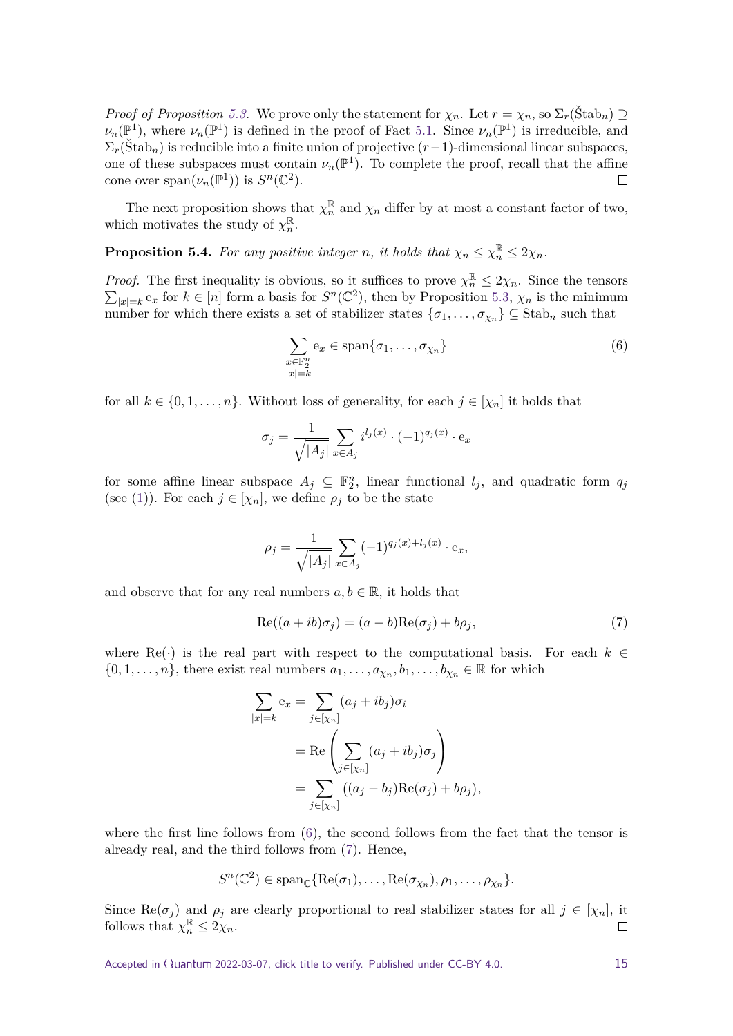*Proof of Proposition 5.3.* We prove only the statement for $\chi_n$. Let $r = \chi_n$, so $\Sigma_r(\check{\mathrm{S}}\mathrm{tab}_n) \supseteq \nu_n(\mathbb{P}^1)$, where $\nu_n(\mathbb{P}^1)$ is defined in the proof of Fact 5.1. Since $\nu_n(\mathbb{P}^1)$ is irreducible, and $\Sigma_r(\check{\mathrm{S}}\mathrm{tab}_n)$ is reducible into a finite union of projective $(r-1)$-dimensional linear subspaces, one of these subspaces must contain $\nu_n(\mathbb{P}^1)$. To complete the proof, recall that the affine cone over $\mathrm{span}(\nu_n(\mathbb{P}^1))$ is $S^n(\mathbb{C}^2)$. ◻

The next proposition shows that $\chi_n^{\mathbb{R}}$ and $\chi_n$ differ by at most a constant factor of two, which motivates the study of $\chi_n^{\mathbb{R}}$.

**Proposition 5.4.** *For any positive integer $n$, it holds that $\chi_n \leq \chi_n^{\mathbb{R}} \leq 2\chi_n$.*

*Proof.* The first inequality is obvious, so it suffices to prove $\chi_n^{\mathbb{R}} \leq 2\chi_n$. Since the tensors $\sum_{|x|=k} \mathrm{e}_x$ for $k \in [n]$ form a basis for $S^n(\mathbb{C}^2)$, then by Proposition 5.3, $\chi_n$ is the minimum number for which there exists a set of stabilizer states $\{\sigma_1, \ldots, \sigma_{\chi_n}\} \subseteq \mathrm{Stab}_n$ such that

$$\sum_{\substack{x \in \mathbb{F}_2^n \\ |x|=k}} \mathrm{e}_x \in \mathrm{span}\{\sigma_1, \ldots, \sigma_{\chi_n}\} \tag{6}$$

for all $k \in \{0, 1, \ldots, n\}$. Without loss of generality, for each $j \in [\chi_n]$ it holds that

$$\sigma_j = \frac{1}{\sqrt{|A_j|}} \sum_{x \in A_j} i^{l_j(x)} \cdot (-1)^{q_j(x)} \cdot \mathrm{e}_x$$

for some affine linear subspace $A_j \subseteq \mathbb{F}_2^n$, linear functional $l_j$, and quadratic form $q_j$ (see (1)). For each $j \in [\chi_n]$, we define $\rho_j$ to be the state

$$\rho_j = \frac{1}{\sqrt{|A_j|}} \sum_{x \in A_j} (-1)^{q_j(x)+l_j(x)} \cdot \mathrm{e}_x,$$

and observe that for any real numbers $a, b \in \mathbb{R}$, it holds that

$$\mathrm{Re}((a+ib)\sigma_j) = (a-b)\mathrm{Re}(\sigma_j) + b\rho_j, \tag{7}$$

where $\mathrm{Re}(\cdot)$ is the real part with respect to the computational basis. For each $k \in \{0, 1, \ldots, n\}$, there exist real numbers $a_1, \ldots, a_{\chi_n}, b_1, \ldots, b_{\chi_n} \in \mathbb{R}$ for which

$$\begin{aligned}
\sum_{|x|=k} \mathrm{e}_x &= \sum_{j \in [\chi_n]} (a_j + ib_j)\sigma_i \\
&= \mathrm{Re}\left( \sum_{j \in [\chi_n]} (a_j + ib_j)\sigma_j \right) \\
&= \sum_{j \in [\chi_n]} ((a_j - b_j)\mathrm{Re}(\sigma_j) + b\rho_j),
\end{aligned}$$

where the first line follows from (6), the second follows from the fact that the tensor is already real, and the third follows from (7). Hence,

$$S^n(\mathbb{C}^2) \in \mathrm{span}_{\mathbb{C}}\{\mathrm{Re}(\sigma_1), \ldots, \mathrm{Re}(\sigma_{\chi_n}), \rho_1, \ldots, \rho_{\chi_n}\}.$$

Since $\mathrm{Re}(\sigma_j)$ and $\rho_j$ are clearly proportional to real stabilizer states for all $j \in [\chi_n]$, it follows that $\chi_n^{\mathbb{R}} \leq 2\chi_n$. ◻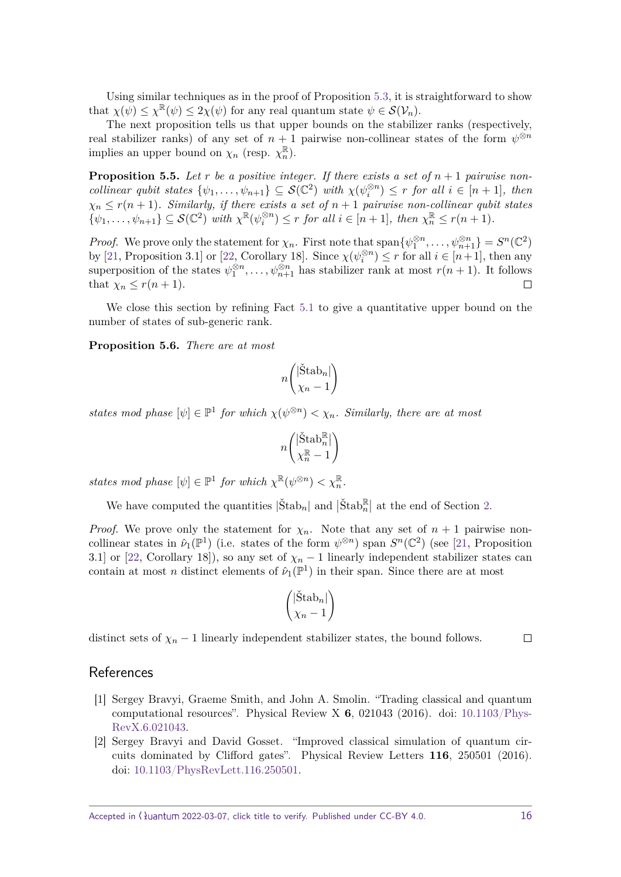Using similar techniques as in the proof of Proposition 5.3, it is straightforward to show that $\chi(\psi) \leq \chi^{\mathbb{R}}(\psi) \leq 2\chi(\psi)$ for any real quantum state $\psi \in \mathcal{S}(\mathcal{V}_n)$.

The next proposition tells us that upper bounds on the stabilizer ranks (respectively, real stabilizer ranks) of any set of $n+1$ pairwise non-collinear states of the form $\psi^{\otimes n}$ implies an upper bound on $\chi_n$ (resp. $\chi_n^{\mathbb{R}}$).

**Proposition 5.5.** *Let $r$ be a positive integer. If there exists a set of $n+1$ pairwise non-collinear qubit states $\{\psi_1, \ldots, \psi_{n+1}\} \subseteq \mathcal{S}(\mathbb{C}^2)$ with $\chi(\psi_i^{\otimes n}) \leq r$ for all $i \in [n+1]$, then $\chi_n \leq r(n+1)$. Similarly, if there exists a set of $n+1$ pairwise non-collinear qubit states $\{\psi_1, \ldots, \psi_{n+1}\} \subseteq \mathcal{S}(\mathbb{C}^2)$ with $\chi^{\mathbb{R}}(\psi_i^{\otimes n}) \leq r$ for all $i \in [n+1]$, then $\chi_n^{\mathbb{R}} \leq r(n+1)$.*

*Proof.* We prove only the statement for $\chi_n$. First note that $\operatorname{span}\{\psi_1^{\otimes n}, \ldots, \psi_{n+1}^{\otimes n}\} = S^n(\mathbb{C}^2)$ by [21, Proposition 3.1] or [22, Corollary 18]. Since $\chi(\psi_i^{\otimes n}) \leq r$ for all $i \in [n+1]$, then any superposition of the states $\psi_1^{\otimes n}, \ldots, \psi_{n+1}^{\otimes n}$ has stabilizer rank at most $r(n+1)$. It follows that $\chi_n \leq r(n+1)$. □

We close this section by refining Fact 5.1 to give a quantitative upper bound on the number of states of sub-generic rank.

**Proposition 5.6.** *There are at most*

$$n\binom{|\check{\mathrm{S}}\mathrm{tab}_n|}{\chi_n - 1}$$

*states mod phase $[\psi] \in \mathbb{P}^1$ for which $\chi(\psi^{\otimes n}) < \chi_n$. Similarly, there are at most*

$$n\binom{|\check{\mathrm{S}}\mathrm{tab}_n^{\mathbb{R}}|}{\chi_n^{\mathbb{R}} - 1}$$

*states mod phase $[\psi] \in \mathbb{P}^1$ for which $\chi^{\mathbb{R}}(\psi^{\otimes n}) < \chi_n^{\mathbb{R}}$.*

We have computed the quantities $|\check{\mathrm{S}}\mathrm{tab}_n|$ and $|\check{\mathrm{S}}\mathrm{tab}_n^{\mathbb{R}}|$ at the end of Section 2.

*Proof.* We prove only the statement for $\chi_n$. Note that any set of $n+1$ pairwise non-collinear states in $\hat{\nu}_1(\mathbb{P}^1)$ (i.e. states of the form $\psi^{\otimes n}$) span $S^n(\mathbb{C}^2)$ (see [21, Proposition 3.1] or [22, Corollary 18]), so any set of $\chi_n - 1$ linearly independent stabilizer states can contain at most $n$ distinct elements of $\hat{\nu}_1(\mathbb{P}^1)$ in their span. Since there are at most

$$\binom{|\check{\mathrm{S}}\mathrm{tab}_n|}{\chi_n - 1}$$

distinct sets of $\chi_n - 1$ linearly independent stabilizer states, the bound follows. □

## References

[1] Sergey Bravyi, Graeme Smith, and John A. Smolin. "Trading classical and quantum computational resources". Physical Review X **6**, 021043 (2016). doi: 10.1103/PhysRevX.6.021043.

[2] Sergey Bravyi and David Gosset. "Improved classical simulation of quantum circuits dominated by Clifford gates". Physical Review Letters **116**, 250501 (2016). doi: 10.1103/PhysRevLett.116.250501.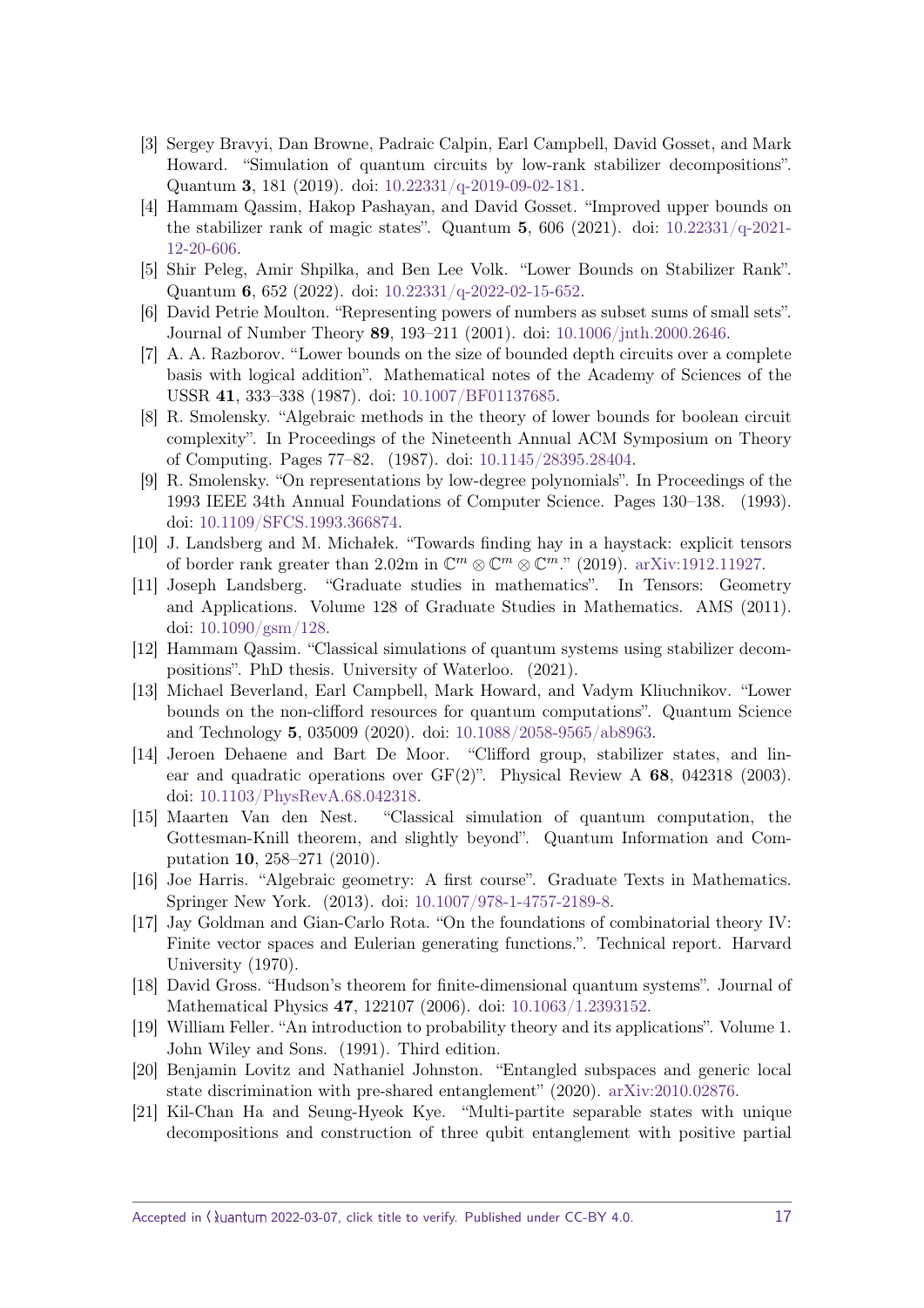[3] Sergey Bravyi, Dan Browne, Padraic Calpin, Earl Campbell, David Gosset, and Mark Howard. "Simulation of quantum circuits by low-rank stabilizer decompositions". Quantum **3**, 181 (2019). doi: 10.22331/q-2019-09-02-181.

[4] Hammam Qassim, Hakop Pashayan, and David Gosset. "Improved upper bounds on the stabilizer rank of magic states". Quantum **5**, 606 (2021). doi: 10.22331/q-2021-12-20-606.

[5] Shir Peleg, Amir Shpilka, and Ben Lee Volk. "Lower Bounds on Stabilizer Rank". Quantum **6**, 652 (2022). doi: 10.22331/q-2022-02-15-652.

[6] David Petrie Moulton. "Representing powers of numbers as subset sums of small sets". Journal of Number Theory **89**, 193–211 (2001). doi: 10.1006/jnth.2000.2646.

[7] A. A. Razborov. "Lower bounds on the size of bounded depth circuits over a complete basis with logical addition". Mathematical notes of the Academy of Sciences of the USSR **41**, 333–338 (1987). doi: 10.1007/BF01137685.

[8] R. Smolensky. "Algebraic methods in the theory of lower bounds for boolean circuit complexity". In Proceedings of the Nineteenth Annual ACM Symposium on Theory of Computing. Pages 77–82. (1987). doi: 10.1145/28395.28404.

[9] R. Smolensky. "On representations by low-degree polynomials". In Proceedings of the 1993 IEEE 34th Annual Foundations of Computer Science. Pages 130–138. (1993). doi: 10.1109/SFCS.1993.366874.

[10] J. Landsberg and M. Michałek. "Towards finding hay in a haystack: explicit tensors of border rank greater than 2.02m in $\mathbb{C}^m \otimes \mathbb{C}^m \otimes \mathbb{C}^m$." (2019). arXiv:1912.11927.

[11] Joseph Landsberg. "Graduate studies in mathematics". In Tensors: Geometry and Applications. Volume 128 of Graduate Studies in Mathematics. AMS (2011). doi: 10.1090/gsm/128.

[12] Hammam Qassim. "Classical simulations of quantum systems using stabilizer decompositions". PhD thesis. University of Waterloo. (2021).

[13] Michael Beverland, Earl Campbell, Mark Howard, and Vadym Kliuchnikov. "Lower bounds on the non-clifford resources for quantum computations". Quantum Science and Technology **5**, 035009 (2020). doi: 10.1088/2058-9565/ab8963.

[14] Jeroen Dehaene and Bart De Moor. "Clifford group, stabilizer states, and linear and quadratic operations over GF(2)". Physical Review A **68**, 042318 (2003). doi: 10.1103/PhysRevA.68.042318.

[15] Maarten Van den Nest. "Classical simulation of quantum computation, the Gottesman-Knill theorem, and slightly beyond". Quantum Information and Computation **10**, 258–271 (2010).

[16] Joe Harris. "Algebraic geometry: A first course". Graduate Texts in Mathematics. Springer New York. (2013). doi: 10.1007/978-1-4757-2189-8.

[17] Jay Goldman and Gian-Carlo Rota. "On the foundations of combinatorial theory IV: Finite vector spaces and Eulerian generating functions.". Technical report. Harvard University (1970).

[18] David Gross. "Hudson's theorem for finite-dimensional quantum systems". Journal of Mathematical Physics **47**, 122107 (2006). doi: 10.1063/1.2393152.

[19] William Feller. "An introduction to probability theory and its applications". Volume 1. John Wiley and Sons. (1991). Third edition.

[20] Benjamin Lovitz and Nathaniel Johnston. "Entangled subspaces and generic local state discrimination with pre-shared entanglement" (2020). arXiv:2010.02876.

[21] Kil-Chan Ha and Seung-Hyeok Kye. "Multi-partite separable states with unique decompositions and construction of three qubit entanglement with positive partial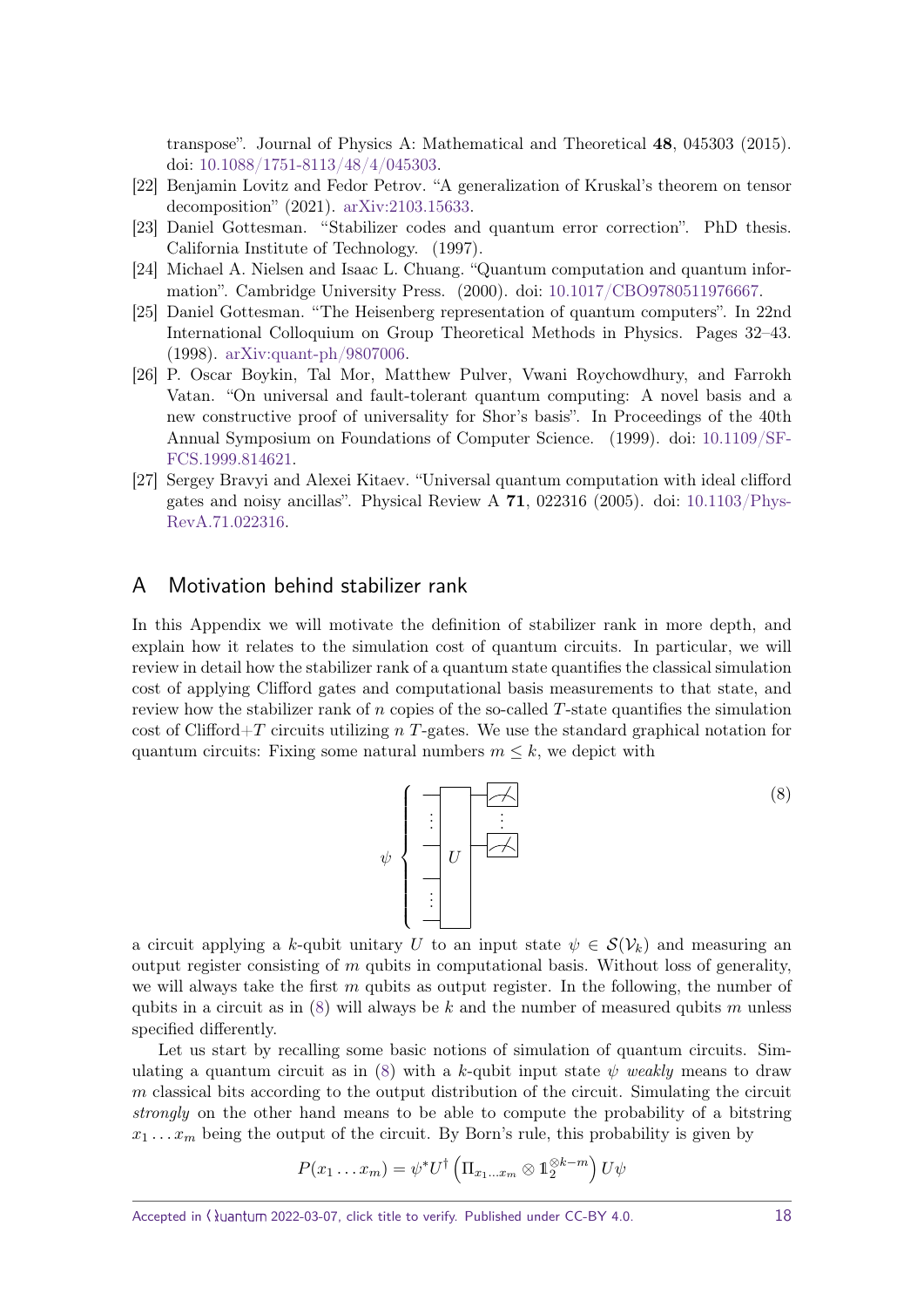transpose". Journal of Physics A: Mathematical and Theoretical **48**, 045303 (2015). doi: 10.1088/1751-8113/48/4/045303.

[22] Benjamin Lovitz and Fedor Petrov. "A generalization of Kruskal's theorem on tensor decomposition" (2021). arXiv:2103.15633.

[23] Daniel Gottesman. "Stabilizer codes and quantum error correction". PhD thesis. California Institute of Technology. (1997).

[24] Michael A. Nielsen and Isaac L. Chuang. "Quantum computation and quantum information". Cambridge University Press. (2000). doi: 10.1017/CBO9780511976667.

[25] Daniel Gottesman. "The Heisenberg representation of quantum computers". In 22nd International Colloquium on Group Theoretical Methods in Physics. Pages 32–43. (1998). arXiv:quant-ph/9807006.

[26] P. Oscar Boykin, Tal Mor, Matthew Pulver, Vwani Roychowdhury, and Farrokh Vatan. "On universal and fault-tolerant quantum computing: A novel basis and a new constructive proof of universality for Shor's basis". In Proceedings of the 40th Annual Symposium on Foundations of Computer Science. (1999). doi: 10.1109/SFFCS.1999.814621.

[27] Sergey Bravyi and Alexei Kitaev. "Universal quantum computation with ideal clifford gates and noisy ancillas". Physical Review A **71**, 022316 (2005). doi: 10.1103/PhysRevA.71.022316.

## A Motivation behind stabilizer rank

In this Appendix we will motivate the definition of stabilizer rank in more depth, and explain how it relates to the simulation cost of quantum circuits. In particular, we will review in detail how the stabilizer rank of a quantum state quantifies the classical simulation cost of applying Clifford gates and computational basis measurements to that state, and review how the stabilizer rank of $n$ copies of the so-called $T$-state quantifies the simulation cost of Clifford+$T$ circuits utilizing $n$ $T$-gates. We use the standard graphical notation for quantum circuits: Fixing some natural numbers $m \leq k$, we depict with

(8) [circuit diagram: input state $\psi$ on $k$ wires entering a unitary $U$, with the first $m$ output wires measured]

a circuit applying a $k$-qubit unitary $U$ to an input state $\psi \in \mathcal{S}(\mathcal{V}_k)$ and measuring an output register consisting of $m$ qubits in computational basis. Without loss of generality, we will always take the first $m$ qubits as output register. In the following, the number of qubits in a circuit as in (8) will always be $k$ and the number of measured qubits $m$ unless specified differently.

Let us start by recalling some basic notions of simulation of quantum circuits. Simulating a quantum circuit as in (8) with a $k$-qubit input state $\psi$ *weakly* means to draw $m$ classical bits according to the output distribution of the circuit. Simulating the circuit *strongly* on the other hand means to be able to compute the probability of a bitstring $x_1 \dots x_m$ being the output of the circuit. By Born's rule, this probability is given by

$$P(x_1 \dots x_m) = \psi^* U^\dagger \left( \Pi_{x_1 \dots x_m} \otimes \mathbb{1}_2^{\otimes k-m} \right) U \psi$$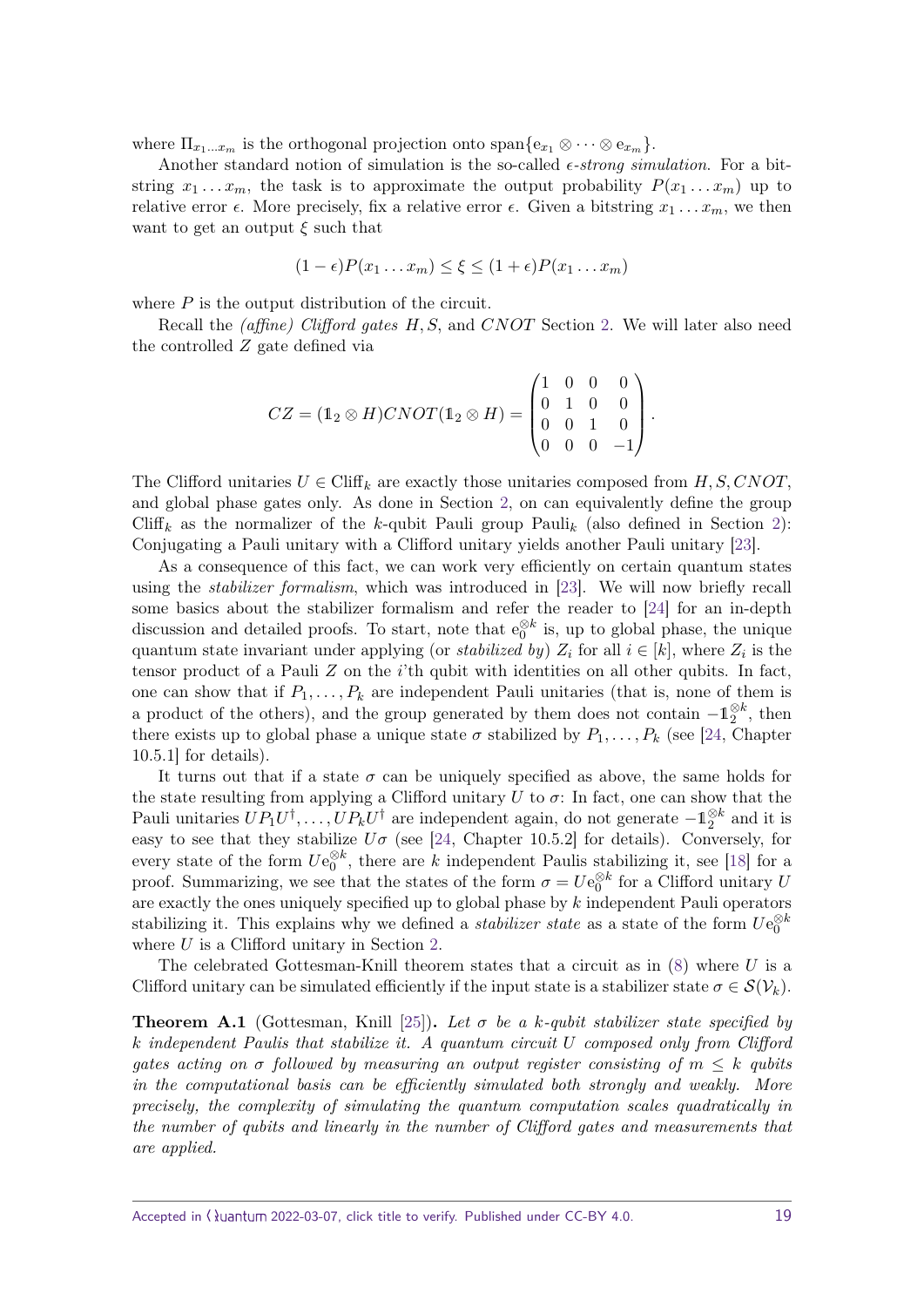where $\Pi_{x_1 \dots x_m}$ is the orthogonal projection onto $\text{span}\{e_{x_1} \otimes \cdots \otimes e_{x_m}\}$.

Another standard notion of simulation is the so-called *$\epsilon$-strong simulation*. For a bitstring $x_1 \dots x_m$, the task is to approximate the output probability $P(x_1 \dots x_m)$ up to relative error $\epsilon$. More precisely, fix a relative error $\epsilon$. Given a bitstring $x_1 \dots x_m$, we then want to get an output $\xi$ such that

$$(1-\epsilon)P(x_1 \dots x_m) \leq \xi \leq (1+\epsilon)P(x_1 \dots x_m)$$

where $P$ is the output distribution of the circuit.

Recall the *(affine) Clifford gates* $H, S$, and $CNOT$ Section 2. We will later also need the controlled $Z$ gate defined via

$$CZ = (\mathbb{1}_2 \otimes H) CNOT (\mathbb{1}_2 \otimes H) = \begin{pmatrix} 1 & 0 & 0 & 0 \\ 0 & 1 & 0 & 0 \\ 0 & 0 & 1 & 0 \\ 0 & 0 & 0 & -1 \end{pmatrix}.$$

The Clifford unitaries $U \in \text{Cliff}_k$ are exactly those unitaries composed from $H, S, CNOT$, and global phase gates only. As done in Section 2, on can equivalently define the group $\text{Cliff}_k$ as the normalizer of the $k$-qubit Pauli group $\text{Pauli}_k$ (also defined in Section 2): Conjugating a Pauli unitary with a Clifford unitary yields another Pauli unitary [23].

As a consequence of this fact, we can work very efficiently on certain quantum states using the *stabilizer formalism*, which was introduced in [23]. We will now briefly recall some basics about the stabilizer formalism and refer the reader to [24] for an in-depth discussion and detailed proofs. To start, note that $e_0^{\otimes k}$ is, up to global phase, the unique quantum state invariant under applying (or *stabilized by*) $Z_i$ for all $i \in [k]$, where $Z_i$ is the tensor product of a Pauli $Z$ on the $i$'th qubit with identities on all other qubits. In fact, one can show that if $P_1, \dots, P_k$ are independent Pauli unitaries (that is, none of them is a product of the others), and the group generated by them does not contain $-\mathbb{1}_2^{\otimes k}$, then there exists up to global phase a unique state $\sigma$ stabilized by $P_1, \dots, P_k$ (see [24, Chapter 10.5.1] for details).

It turns out that if a state $\sigma$ can be uniquely specified as above, the same holds for the state resulting from applying a Clifford unitary $U$ to $\sigma$: In fact, one can show that the Pauli unitaries $UP_1U^\dagger, \dots, UP_kU^\dagger$ are independent again, do not generate $-\mathbb{1}_2^{\otimes k}$ and it is easy to see that they stabilize $U\sigma$ (see [24, Chapter 10.5.2] for details). Conversely, for every state of the form $Ue_0^{\otimes k}$, there are $k$ independent Paulis stabilizing it, see [18] for a proof. Summarizing, we see that the states of the form $\sigma = Ue_0^{\otimes k}$ for a Clifford unitary $U$ are exactly the ones uniquely specified up to global phase by $k$ independent Pauli operators stabilizing it. This explains why we defined a *stabilizer state* as a state of the form $Ue_0^{\otimes k}$ where $U$ is a Clifford unitary in Section 2.

The celebrated Gottesman-Knill theorem states that a circuit as in (8) where $U$ is a Clifford unitary can be simulated efficiently if the input state is a stabilizer state $\sigma \in \mathcal{S}(\mathcal{V}_k)$.

**Theorem A.1** (Gottesman, Knill [25])**.** *Let $\sigma$ be a $k$-qubit stabilizer state specified by $k$ independent Paulis that stabilize it. A quantum circuit $U$ composed only from Clifford gates acting on $\sigma$ followed by measuring an output register consisting of $m \leq k$ qubits in the computational basis can be efficiently simulated both strongly and weakly. More precisely, the complexity of simulating the quantum computation scales quadratically in the number of qubits and linearly in the number of Clifford gates and measurements that are applied.*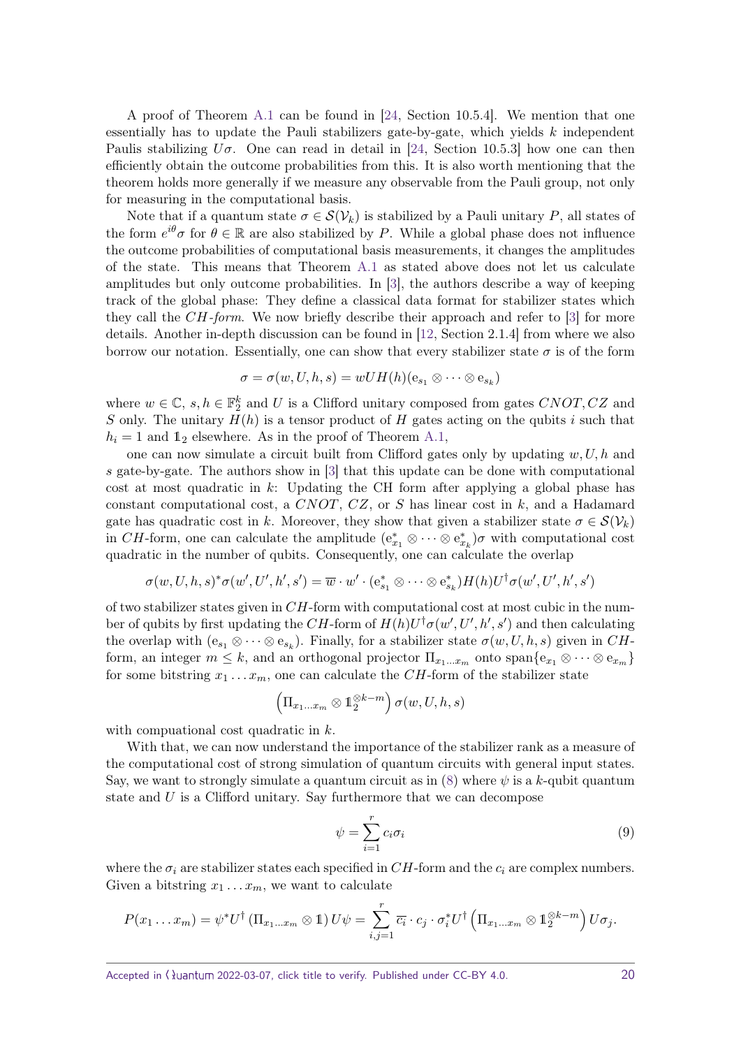A proof of Theorem A.1 can be found in [24, Section 10.5.4]. We mention that one essentially has to update the Pauli stabilizers gate-by-gate, which yields $k$ independent Paulis stabilizing $U\sigma$. One can read in detail in [24, Section 10.5.3] how one can then efficiently obtain the outcome probabilities from this. It is also worth mentioning that the theorem holds more generally if we measure any observable from the Pauli group, not only for measuring in the computational basis.

Note that if a quantum state $\sigma \in \mathcal{S}(\mathcal{V}_k)$ is stabilized by a Pauli unitary $P$, all states of the form $e^{i\theta}\sigma$ for $\theta \in \mathbb{R}$ are also stabilized by $P$. While a global phase does not influence the outcome probabilities of computational basis measurements, it changes the amplitudes of the state. This means that Theorem A.1 as stated above does not let us calculate amplitudes but only outcome probabilities. In [3], the authors describe a way of keeping track of the global phase: They define a classical data format for stabilizer states which they call the *CH-form*. We now briefly describe their approach and refer to [3] for more details. Another in-depth discussion can be found in [12, Section 2.1.4] from where we also borrow our notation. Essentially, one can show that every stabilizer state $\sigma$ is of the form

$$\sigma = \sigma(w, U, h, s) = wUH(h)(\mathrm{e}_{s_1} \otimes \cdots \otimes \mathrm{e}_{s_k})$$

where $w \in \mathbb{C}$, $s, h \in \mathbb{F}_2^k$ and $U$ is a Clifford unitary composed from gates $CNOT, CZ$ and $S$ only. The unitary $H(h)$ is a tensor product of $H$ gates acting on the qubits $i$ such that $h_i = 1$ and $\mathbb{1}_2$ elsewhere. As in the proof of Theorem A.1,

one can now simulate a circuit built from Clifford gates only by updating $w, U, h$ and $s$ gate-by-gate. The authors show in [3] that this update can be done with computational cost at most quadratic in $k$: Updating the CH form after applying a global phase has constant computational cost, a $CNOT$, $CZ$, or $S$ has linear cost in $k$, and a Hadamard gate has quadratic cost in $k$. Moreover, they show that given a stabilizer state $\sigma \in \mathcal{S}(\mathcal{V}_k)$ in $CH$-form, one can calculate the amplitude $(\mathrm{e}_{x_1}^* \otimes \cdots \otimes \mathrm{e}_{x_k}^*)\sigma$ with computational cost quadratic in the number of qubits. Consequently, one can calculate the overlap

$$\sigma(w, U, h, s)^* \sigma(w', U', h', s') = \overline{w} \cdot w' \cdot (\mathrm{e}_{s_1}^* \otimes \cdots \otimes \mathrm{e}_{s_k}^*) H(h) U^\dagger \sigma(w', U', h', s')$$

of two stabilizer states given in $CH$-form with computational cost at most cubic in the number of qubits by first updating the $CH$-form of $H(h)U^\dagger \sigma(w', U', h', s')$ and then calculating the overlap with $(\mathrm{e}_{s_1} \otimes \cdots \otimes \mathrm{e}_{s_k})$. Finally, for a stabilizer state $\sigma(w, U, h, s)$ given in $CH$-form, an integer $m \leq k$, and an orthogonal projector $\Pi_{x_1 \dots x_m}$ onto $\mathrm{span}\{\mathrm{e}_{x_1} \otimes \cdots \otimes \mathrm{e}_{x_m}\}$ for some bitstring $x_1 \dots x_m$, one can calculate the $CH$-form of the stabilizer state

$$\left(\Pi_{x_1 \dots x_m} \otimes \mathbb{1}_2^{\otimes k-m}\right) \sigma(w, U, h, s)$$

with compuational cost quadratic in $k$.

With that, we can now understand the importance of the stabilizer rank as a measure of the computational cost of strong simulation of quantum circuits with general input states. Say, we want to strongly simulate a quantum circuit as in (8) where $\psi$ is a $k$-qubit quantum state and $U$ is a Clifford unitary. Say furthermore that we can decompose

$$\psi = \sum_{i=1}^{r} c_i \sigma_i \tag{9}$$

where the $\sigma_i$ are stabilizer states each specified in $CH$-form and the $c_i$ are complex numbers. Given a bitstring $x_1 \dots x_m$, we want to calculate

$$P(x_1 \dots x_m) = \psi^* U^\dagger \left(\Pi_{x_1 \dots x_m} \otimes \mathbb{1}\right) U \psi = \sum_{i,j=1}^{r} \overline{c_i} \cdot c_j \cdot \sigma_i^* U^\dagger \left(\Pi_{x_1 \dots x_m} \otimes \mathbb{1}_2^{\otimes k-m}\right) U \sigma_j.$$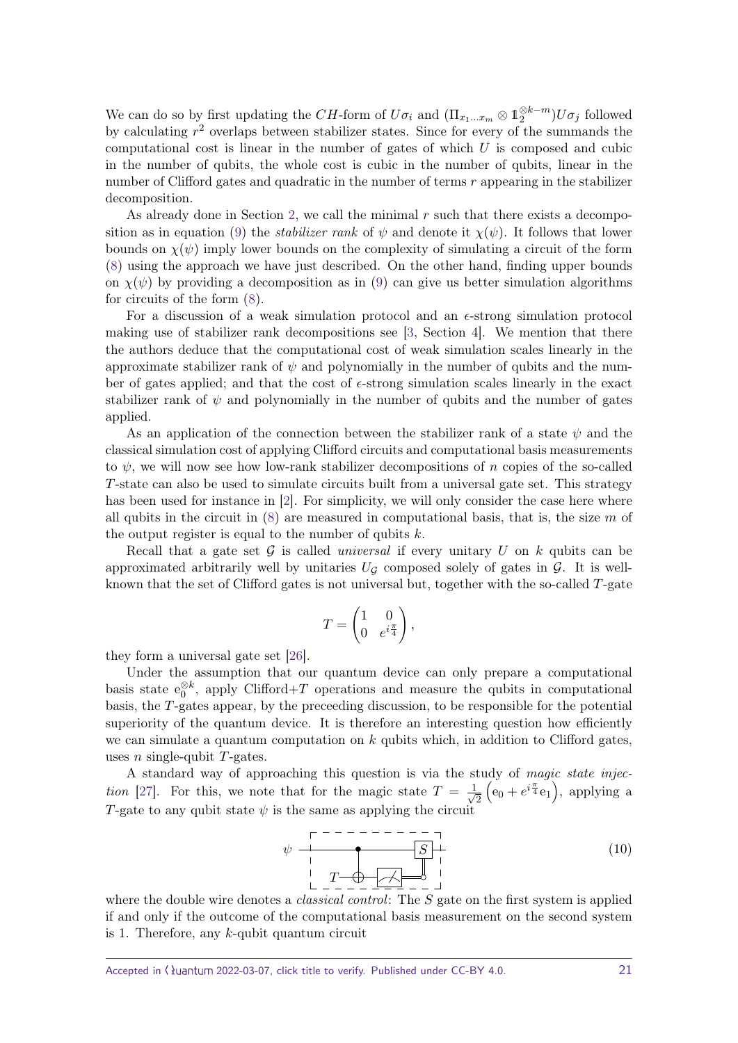We can do so by first updating the $CH$-form of $U\sigma_i$ and $(\Pi_{x_1 \dots x_m} \otimes \mathbb{1}_2^{\otimes k-m})U\sigma_j$ followed by calculating $r^2$ overlaps between stabilizer states. Since for every of the summands the computational cost is linear in the number of gates of which $U$ is composed and cubic in the number of qubits, the whole cost is cubic in the number of qubits, linear in the number of Clifford gates and quadratic in the number of terms $r$ appearing in the stabilizer decomposition.

As already done in Section 2, we call the minimal $r$ such that there exists a decomposition as in equation (9) the *stabilizer rank* of $\psi$ and denote it $\chi(\psi)$. It follows that lower bounds on $\chi(\psi)$ imply lower bounds on the complexity of simulating a circuit of the form (8) using the approach we have just described. On the other hand, finding upper bounds on $\chi(\psi)$ by providing a decomposition as in (9) can give us better simulation algorithms for circuits of the form (8).

For a discussion of a weak simulation protocol and an $\epsilon$-strong simulation protocol making use of stabilizer rank decompositions see [3, Section 4]. We mention that there the authors deduce that the computational cost of weak simulation scales linearly in the approximate stabilizer rank of $\psi$ and polynomially in the number of qubits and the number of gates applied; and that the cost of $\epsilon$-strong simulation scales linearly in the exact stabilizer rank of $\psi$ and polynomially in the number of qubits and the number of gates applied.

As an application of the connection between the stabilizer rank of a state $\psi$ and the classical simulation cost of applying Clifford circuits and computational basis measurements to $\psi$, we will now see how low-rank stabilizer decompositions of $n$ copies of the so-called $T$-state can also be used to simulate circuits built from a universal gate set. This strategy has been used for instance in [2]. For simplicity, we will only consider the case here where all qubits in the circuit in (8) are measured in computational basis, that is, the size $m$ of the output register is equal to the number of qubits $k$.

Recall that a gate set $\mathcal{G}$ is called *universal* if every unitary $U$ on $k$ qubits can be approximated arbitrarily well by unitaries $U_{\mathcal{G}}$ composed solely of gates in $\mathcal{G}$. It is well-known that the set of Clifford gates is not universal but, together with the so-called $T$-gate

$$T = \begin{pmatrix} 1 & 0 \\ 0 & e^{i\frac{\pi}{4}} \end{pmatrix},$$

they form a universal gate set [26].

Under the assumption that our quantum device can only prepare a computational basis state $e_0^{\otimes k}$, apply Clifford+$T$ operations and measure the qubits in computational basis, the $T$-gates appear, by the preceeding discussion, to be responsible for the potential superiority of the quantum device. It is therefore an interesting question how efficiently we can simulate a quantum computation on $k$ qubits which, in addition to Clifford gates, uses $n$ single-qubit $T$-gates.

A standard way of approaching this question is via the study of *magic state injection* [27]. For this, we note that for the magic state $T = \frac{1}{\sqrt{2}}\left(e_0 + e^{i\frac{\pi}{4}}e_1\right)$, applying a $T$-gate to any qubit state $\psi$ is the same as applying the circuit

$$\Qcircuit @C=1em @R=1em { \lstick{\psi} & \ctrl{1} & \qw & \gate{S} & \qw \\ \lstick{T} & \targ & \meter & \cctrl{-1} } \tag{10}$$

where the double wire denotes a *classical control*: The $S$ gate on the first system is applied if and only if the outcome of the computational basis measurement on the second system is 1. Therefore, any $k$-qubit quantum circuit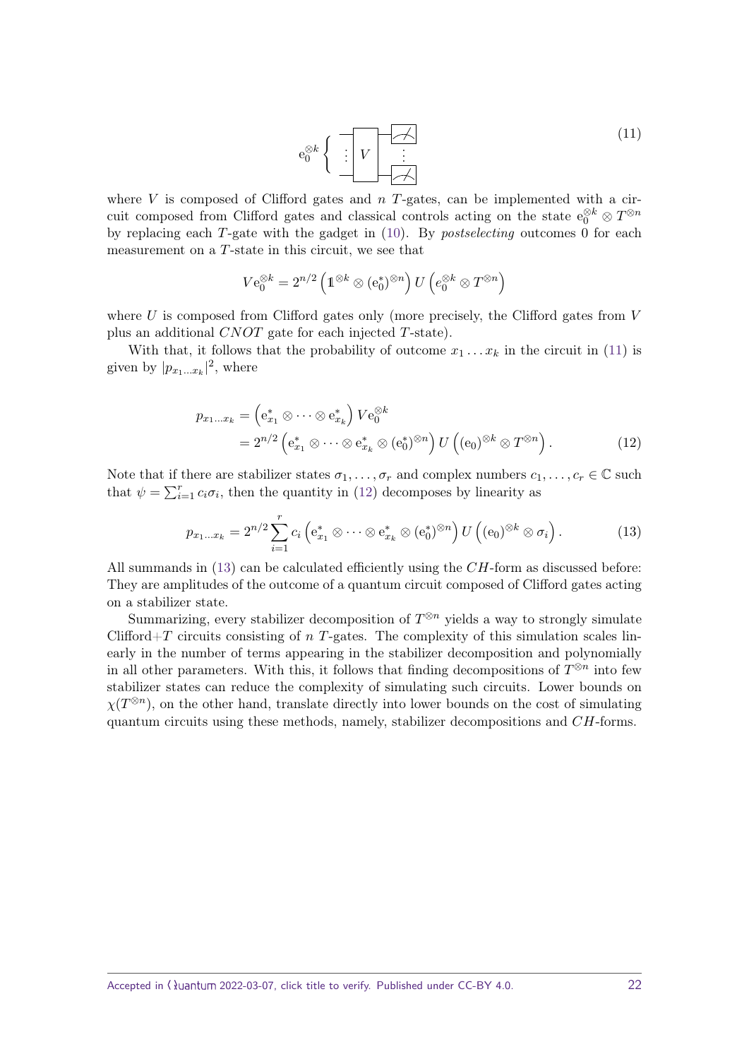$$
\mathrm{e}_0^{\otimes k} \left\{ \begin{array}{c} \text{—} \\ \vdots \\ \text{—} \end{array} \boxed{V} \begin{array}{c} \text{—}\!\!\!\measuredangle \\ \vdots \\ \text{—}\!\!\!\measuredangle \end{array} \right. \tag{11}
$$

where $V$ is composed of Clifford gates and $n$ $T$-gates, can be implemented with a circuit composed from Clifford gates and classical controls acting on the state $\mathrm{e}_0^{\otimes k} \otimes T^{\otimes n}$ by replacing each $T$-gate with the gadget in (10). By *postselecting* outcomes 0 for each measurement on a $T$-state in this circuit, we see that

$$
V \mathrm{e}_0^{\otimes k} = 2^{n/2} \left( \mathbb{1}^{\otimes k} \otimes (\mathrm{e}_0^*)^{\otimes n} \right) U \left( e_0^{\otimes k} \otimes T^{\otimes n} \right)
$$

where $U$ is composed from Clifford gates only (more precisely, the Clifford gates from $V$ plus an additional $CNOT$ gate for each injected $T$-state).

With that, it follows that the probability of outcome $x_1 \dots x_k$ in the circuit in (11) is given by $|p_{x_1 \dots x_k}|^2$, where

$$
\begin{aligned}
p_{x_1 \dots x_k} &= \left( \mathrm{e}_{x_1}^* \otimes \cdots \otimes \mathrm{e}_{x_k}^* \right) V \mathrm{e}_0^{\otimes k} \\
&= 2^{n/2} \left( \mathrm{e}_{x_1}^* \otimes \cdots \otimes \mathrm{e}_{x_k}^* \otimes (\mathrm{e}_0^*)^{\otimes n} \right) U \left( (\mathrm{e}_0)^{\otimes k} \otimes T^{\otimes n} \right).
\end{aligned} \tag{12}
$$

Note that if there are stabilizer states $\sigma_1, \dots, \sigma_r$ and complex numbers $c_1, \dots, c_r \in \mathbb{C}$ such that $\psi = \sum_{i=1}^r c_i \sigma_i$, then the quantity in (12) decomposes by linearity as

$$
p_{x_1 \dots x_k} = 2^{n/2} \sum_{i=1}^r c_i \left( \mathrm{e}_{x_1}^* \otimes \cdots \otimes \mathrm{e}_{x_k}^* \otimes (\mathrm{e}_0^*)^{\otimes n} \right) U \left( (\mathrm{e}_0)^{\otimes k} \otimes \sigma_i \right). \tag{13}
$$

All summands in (13) can be calculated efficiently using the $CH$-form as discussed before: They are amplitudes of the outcome of a quantum circuit composed of Clifford gates acting on a stabilizer state.

Summarizing, every stabilizer decomposition of $T^{\otimes n}$ yields a way to strongly simulate Clifford+$T$ circuits consisting of $n$ $T$-gates. The complexity of this simulation scales linearly in the number of terms appearing in the stabilizer decomposition and polynomially in all other parameters. With this, it follows that finding decompositions of $T^{\otimes n}$ into few stabilizer states can reduce the complexity of simulating such circuits. Lower bounds on $\chi(T^{\otimes n})$, on the other hand, translate directly into lower bounds on the cost of simulating quantum circuits using these methods, namely, stabilizer decompositions and $CH$-forms.